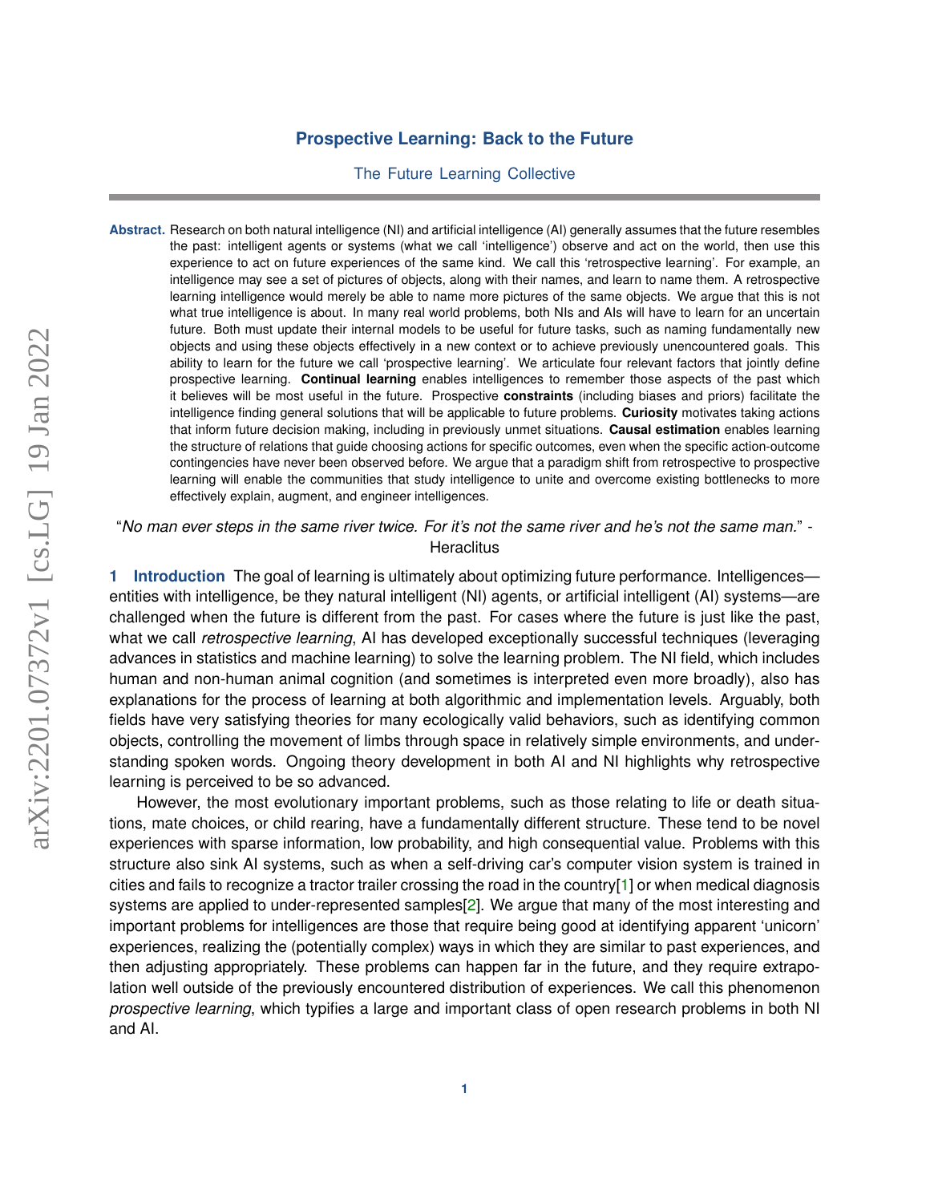# Prospective Learning: Back to the Future

The Future Learning Collective

**Abstract.** Research on both natural intelligence (NI) and artificial intelligence (AI) generally assumes that the future resembles the past: intelligent agents or systems (what we call 'intelligence') observe and act on the world, then use this experience to act on future experiences of the same kind. We call this 'retrospective learning'. For example, an intelligence may see a set of pictures of objects, along with their names, and learn to name them. A retrospective learning intelligence would merely be able to name more pictures of the same objects. We argue that this is not what true intelligence is about. In many real world problems, both NIs and AIs will have to learn for an uncertain future. Both must update their internal models to be useful for future tasks, such as naming fundamentally new objects and using these objects effectively in a new context or to achieve previously unencountered goals. This ability to learn for the future we call 'prospective learning'. We articulate four relevant factors that jointly define prospective learning. **Continual learning** enables intelligences to remember those aspects of the past which it believes will be most useful in the future. Prospective **constraints** (including biases and priors) facilitate the intelligence finding general solutions that will be applicable to future problems. **Curiosity** motivates taking actions that inform future decision making, including in previously unmet situations. **Causal estimation** enables learning the structure of relations that guide choosing actions for specific outcomes, even when the specific action-outcome contingencies have never been observed before. We argue that a paradigm shift from retrospective to prospective learning will enable the communities that study intelligence to unite and overcome existing bottlenecks to more effectively explain, augment, and engineer intelligences.

"*No man ever steps in the same river twice. For it's not the same river and he's not the same man.*" - Heraclitus

## 1 Introduction

The goal of learning is ultimately about optimizing future performance. Intelligences—entities with intelligence, be they natural intelligent (NI) agents, or artificial intelligent (AI) systems—are challenged when the future is different from the past. For cases where the future is just like the past, what we call *retrospective learning*, AI has developed exceptionally successful techniques (leveraging advances in statistics and machine learning) to solve the learning problem. The NI field, which includes human and non-human animal cognition (and sometimes is interpreted even more broadly), also has explanations for the process of learning at both algorithmic and implementation levels. Arguably, both fields have very satisfying theories for many ecologically valid behaviors, such as identifying common objects, controlling the movement of limbs through space in relatively simple environments, and understanding spoken words. Ongoing theory development in both AI and NI highlights why retrospective learning is perceived to be so advanced.

However, the most evolutionary important problems, such as those relating to life or death situations, mate choices, or child rearing, have a fundamentally different structure. These tend to be novel experiences with sparse information, low probability, and high consequential value. Problems with this structure also sink AI systems, such as when a self-driving car's computer vision system is trained in cities and fails to recognize a tractor trailer crossing the road in the country[1] or when medical diagnosis systems are applied to under-represented samples[2]. We argue that many of the most interesting and important problems for intelligences are those that require being good at identifying apparent 'unicorn' experiences, realizing the (potentially complex) ways in which they are similar to past experiences, and then adjusting appropriately. These problems can happen far in the future, and they require extrapolation well outside of the previously encountered distribution of experiences. We call this phenomenon *prospective learning*, which typifies a large and important class of open research problems in both NI and AI.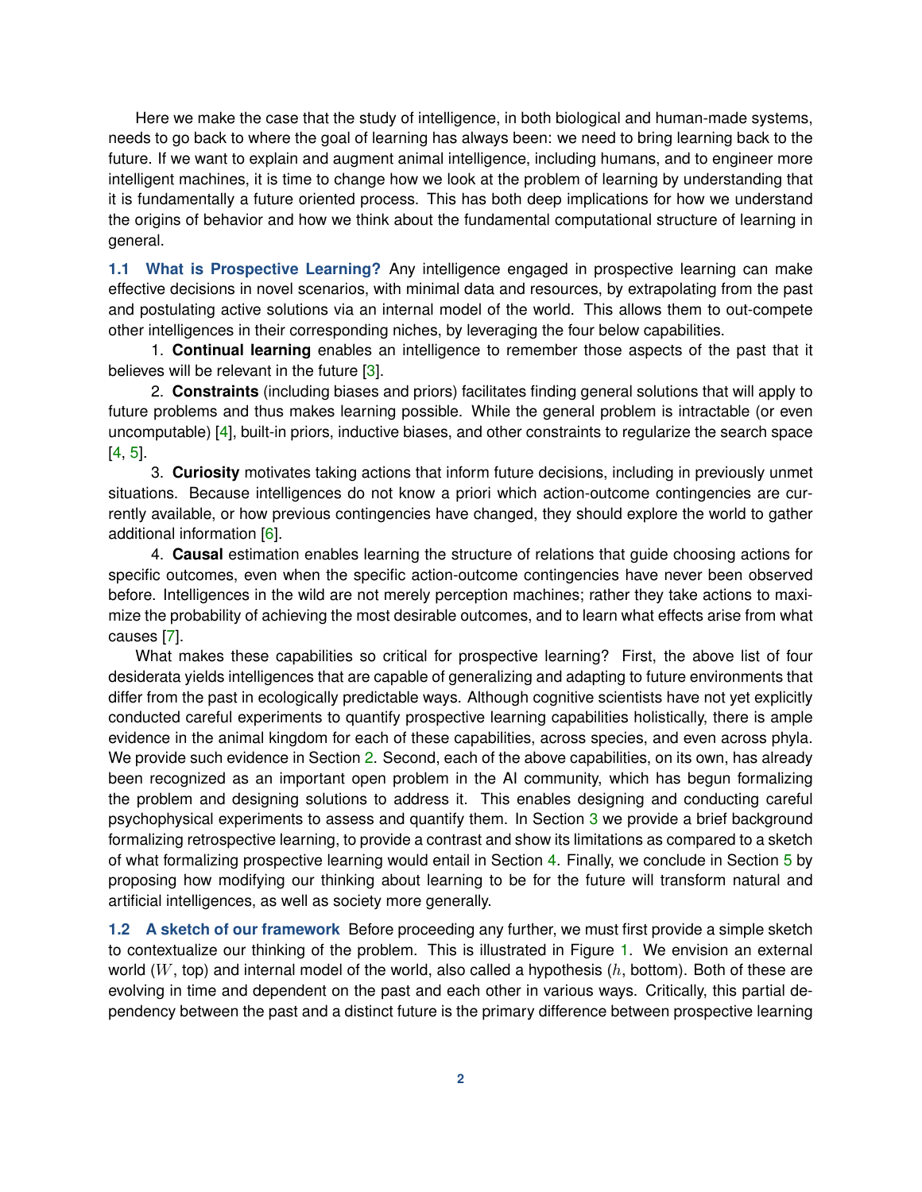Here we make the case that the study of intelligence, in both biological and human-made systems, needs to go back to where the goal of learning has always been: we need to bring learning back to the future. If we want to explain and augment animal intelligence, including humans, and to engineer more intelligent machines, it is time to change how we look at the problem of learning by understanding that it is fundamentally a future oriented process. This has both deep implications for how we understand the origins of behavior and how we think about the fundamental computational structure of learning in general.

**1.1 What is Prospective Learning?** Any intelligence engaged in prospective learning can make effective decisions in novel scenarios, with minimal data and resources, by extrapolating from the past and postulating active solutions via an internal model of the world. This allows them to out-compete other intelligences in their corresponding niches, by leveraging the four below capabilities.

1. **Continual learning** enables an intelligence to remember those aspects of the past that it believes will be relevant in the future [3].

2. **Constraints** (including biases and priors) facilitates finding general solutions that will apply to future problems and thus makes learning possible. While the general problem is intractable (or even uncomputable) [4], built-in priors, inductive biases, and other constraints to regularize the search space [4, 5].

3. **Curiosity** motivates taking actions that inform future decisions, including in previously unmet situations. Because intelligences do not know a priori which action-outcome contingencies are currently available, or how previous contingencies have changed, they should explore the world to gather additional information [6].

4. **Causal** estimation enables learning the structure of relations that guide choosing actions for specific outcomes, even when the specific action-outcome contingencies have never been observed before. Intelligences in the wild are not merely perception machines; rather they take actions to maximize the probability of achieving the most desirable outcomes, and to learn what effects arise from what causes [7].

What makes these capabilities so critical for prospective learning? First, the above list of four desiderata yields intelligences that are capable of generalizing and adapting to future environments that differ from the past in ecologically predictable ways. Although cognitive scientists have not yet explicitly conducted careful experiments to quantify prospective learning capabilities holistically, there is ample evidence in the animal kingdom for each of these capabilities, across species, and even across phyla. We provide such evidence in Section 2. Second, each of the above capabilities, on its own, has already been recognized as an important open problem in the AI community, which has begun formalizing the problem and designing solutions to address it. This enables designing and conducting careful psychophysical experiments to assess and quantify them. In Section 3 we provide a brief background formalizing retrospective learning, to provide a contrast and show its limitations as compared to a sketch of what formalizing prospective learning would entail in Section 4. Finally, we conclude in Section 5 by proposing how modifying our thinking about learning to be for the future will transform natural and artificial intelligences, as well as society more generally.

**1.2 A sketch of our framework** Before proceeding any further, we must first provide a simple sketch to contextualize our thinking of the problem. This is illustrated in Figure 1. We envision an external world ($W$, top) and internal model of the world, also called a hypothesis ($h$, bottom). Both of these are evolving in time and dependent on the past and each other in various ways. Critically, this partial dependency between the past and a distinct future is the primary difference between prospective learning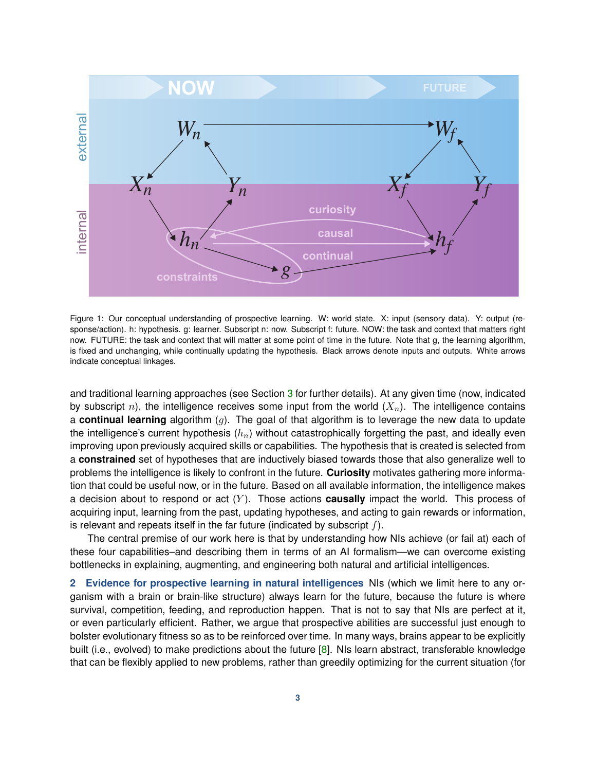Figure 1: Our conceptual understanding of prospective learning. W: world state. X: input (sensory data). Y: output (response/action). h: hypothesis. g: learner. Subscript n: now. Subscript f: future. NOW: the task and context that matters right now. FUTURE: the task and context that will matter at some point of time in the future. Note that g, the learning algorithm, is fixed and unchanging, while continually updating the hypothesis. Black arrows denote inputs and outputs. White arrows indicate conceptual linkages.

and traditional learning approaches (see Section 3 for further details). At any given time (now, indicated by subscript $n$), the intelligence receives some input from the world ($X_n$). The intelligence contains a **continual learning** algorithm ($g$). The goal of that algorithm is to leverage the new data to update the intelligence's current hypothesis ($h_n$) without catastrophically forgetting the past, and ideally even improving upon previously acquired skills or capabilities. The hypothesis that is created is selected from a **constrained** set of hypotheses that are inductively biased towards those that also generalize well to problems the intelligence is likely to confront in the future. **Curiosity** motivates gathering more information that could be useful now, or in the future. Based on all available information, the intelligence makes a decision about to respond or act ($Y$). Those actions **causally** impact the world. This process of acquiring input, learning from the past, updating hypotheses, and acting to gain rewards or information, is relevant and repeats itself in the far future (indicated by subscript $f$).

The central premise of our work here is that by understanding how NIs achieve (or fail at) each of these four capabilities–and describing them in terms of an AI formalism—we can overcome existing bottlenecks in explaining, augmenting, and engineering both natural and artificial intelligences.

## 2 Evidence for prospective learning in natural intelligences

NIs (which we limit here to any organism with a brain or brain-like structure) always learn for the future, because the future is where survival, competition, feeding, and reproduction happen. That is not to say that NIs are perfect at it, or even particularly efficient. Rather, we argue that prospective abilities are successful just enough to bolster evolutionary fitness so as to be reinforced over time. In many ways, brains appear to be explicitly built (i.e., evolved) to make predictions about the future [8]. NIs learn abstract, transferable knowledge that can be flexibly applied to new problems, rather than greedily optimizing for the current situation (for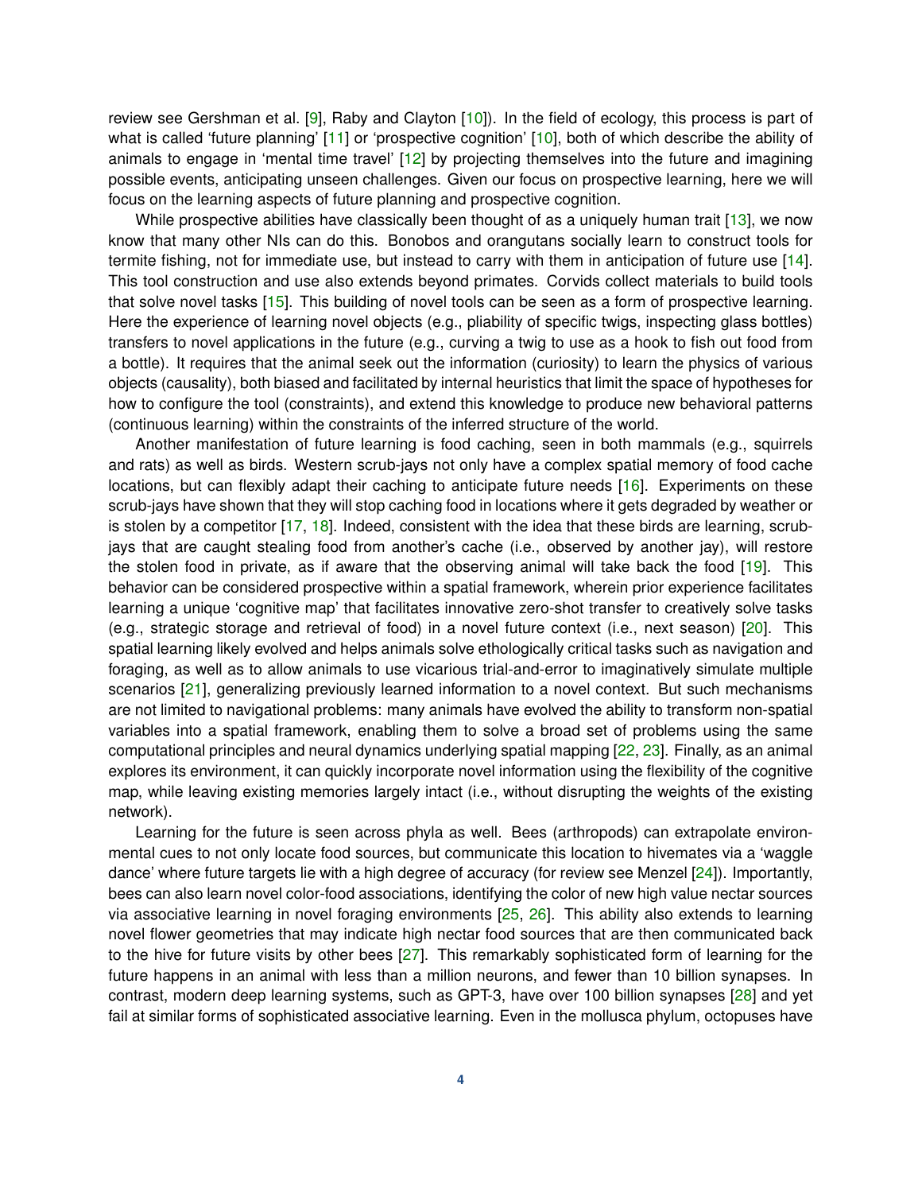review see Gershman et al. [9], Raby and Clayton [10]). In the field of ecology, this process is part of what is called 'future planning' [11] or 'prospective cognition' [10], both of which describe the ability of animals to engage in 'mental time travel' [12] by projecting themselves into the future and imagining possible events, anticipating unseen challenges. Given our focus on prospective learning, here we will focus on the learning aspects of future planning and prospective cognition.

While prospective abilities have classically been thought of as a uniquely human trait [13], we now know that many other NIs can do this. Bonobos and orangutans socially learn to construct tools for termite fishing, not for immediate use, but instead to carry with them in anticipation of future use [14]. This tool construction and use also extends beyond primates. Corvids collect materials to build tools that solve novel tasks [15]. This building of novel tools can be seen as a form of prospective learning. Here the experience of learning novel objects (e.g., pliability of specific twigs, inspecting glass bottles) transfers to novel applications in the future (e.g., curving a twig to use as a hook to fish out food from a bottle). It requires that the animal seek out the information (curiosity) to learn the physics of various objects (causality), both biased and facilitated by internal heuristics that limit the space of hypotheses for how to configure the tool (constraints), and extend this knowledge to produce new behavioral patterns (continuous learning) within the constraints of the inferred structure of the world.

Another manifestation of future learning is food caching, seen in both mammals (e.g., squirrels and rats) as well as birds. Western scrub-jays not only have a complex spatial memory of food cache locations, but can flexibly adapt their caching to anticipate future needs [16]. Experiments on these scrub-jays have shown that they will stop caching food in locations where it gets degraded by weather or is stolen by a competitor [17, 18]. Indeed, consistent with the idea that these birds are learning, scrub-jays that are caught stealing food from another's cache (i.e., observed by another jay), will restore the stolen food in private, as if aware that the observing animal will take back the food [19]. This behavior can be considered prospective within a spatial framework, wherein prior experience facilitates learning a unique 'cognitive map' that facilitates innovative zero-shot transfer to creatively solve tasks (e.g., strategic storage and retrieval of food) in a novel future context (i.e., next season) [20]. This spatial learning likely evolved and helps animals solve ethologically critical tasks such as navigation and foraging, as well as to allow animals to use vicarious trial-and-error to imaginatively simulate multiple scenarios [21], generalizing previously learned information to a novel context. But such mechanisms are not limited to navigational problems: many animals have evolved the ability to transform non-spatial variables into a spatial framework, enabling them to solve a broad set of problems using the same computational principles and neural dynamics underlying spatial mapping [22, 23]. Finally, as an animal explores its environment, it can quickly incorporate novel information using the flexibility of the cognitive map, while leaving existing memories largely intact (i.e., without disrupting the weights of the existing network).

Learning for the future is seen across phyla as well. Bees (arthropods) can extrapolate environmental cues to not only locate food sources, but communicate this location to hivemates via a 'waggle dance' where future targets lie with a high degree of accuracy (for review see Menzel [24]). Importantly, bees can also learn novel color-food associations, identifying the color of new high value nectar sources via associative learning in novel foraging environments [25, 26]. This ability also extends to learning novel flower geometries that may indicate high nectar food sources that are then communicated back to the hive for future visits by other bees [27]. This remarkably sophisticated form of learning for the future happens in an animal with less than a million neurons, and fewer than 10 billion synapses. In contrast, modern deep learning systems, such as GPT-3, have over 100 billion synapses [28] and yet fail at similar forms of sophisticated associative learning. Even in the mollusca phylum, octopuses have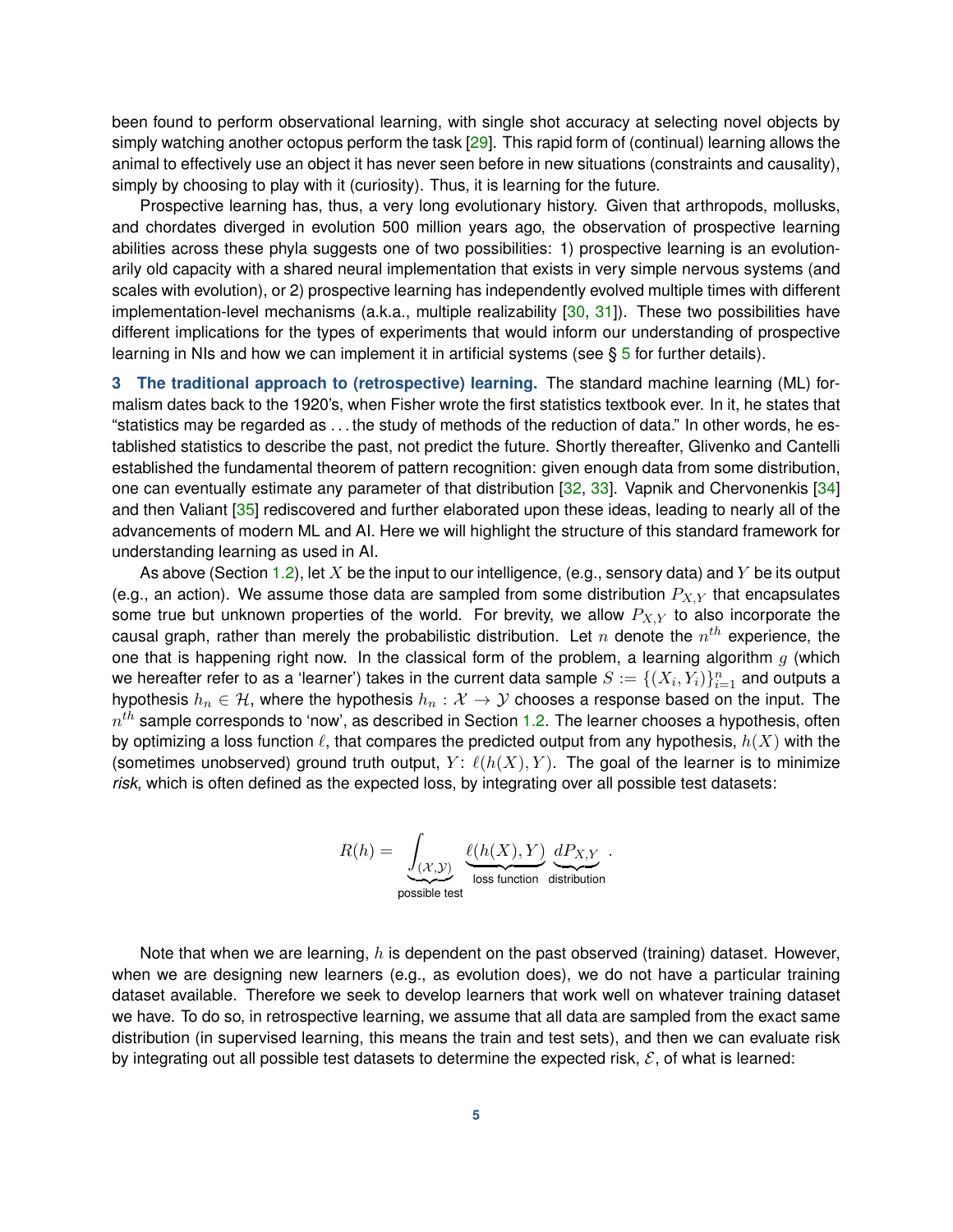been found to perform observational learning, with single shot accuracy at selecting novel objects by simply watching another octopus perform the task [29]. This rapid form of (continual) learning allows the animal to effectively use an object it has never seen before in new situations (constraints and causality), simply by choosing to play with it (curiosity). Thus, it is learning for the future.

Prospective learning has, thus, a very long evolutionary history. Given that arthropods, mollusks, and chordates diverged in evolution 500 million years ago, the observation of prospective learning abilities across these phyla suggests one of two possibilities: 1) prospective learning is an evolutionarily old capacity with a shared neural implementation that exists in very simple nervous systems (and scales with evolution), or 2) prospective learning has independently evolved multiple times with different implementation-level mechanisms (a.k.a., multiple realizability [30, 31]). These two possibilities have different implications for the types of experiments that would inform our understanding of prospective learning in NIs and how we can implement it in artificial systems (see § 5 for further details).

**3 The traditional approach to (retrospective) learning.** The standard machine learning (ML) formalism dates back to the 1920's, when Fisher wrote the first statistics textbook ever. In it, he states that "statistics may be regarded as . . . the study of methods of the reduction of data." In other words, he established statistics to describe the past, not predict the future. Shortly thereafter, Glivenko and Cantelli established the fundamental theorem of pattern recognition: given enough data from some distribution, one can eventually estimate any parameter of that distribution [32, 33]. Vapnik and Chervonenkis [34] and then Valiant [35] rediscovered and further elaborated upon these ideas, leading to nearly all of the advancements of modern ML and AI. Here we will highlight the structure of this standard framework for understanding learning as used in AI.

As above (Section 1.2), let $X$ be the input to our intelligence, (e.g., sensory data) and $Y$ be its output (e.g., an action). We assume those data are sampled from some distribution $P_{X,Y}$ that encapsulates some true but unknown properties of the world. For brevity, we allow $P_{X,Y}$ to also incorporate the causal graph, rather than merely the probabilistic distribution. Let $n$ denote the $n^{th}$ experience, the one that is happening right now. In the classical form of the problem, a learning algorithm $g$ (which we hereafter refer to as a 'learner') takes in the current data sample $S := \{(X_i, Y_i)\}_{i=1}^{n}$ and outputs a hypothesis $h_n \in \mathcal{H}$, where the hypothesis $h_n : \mathcal{X} \to \mathcal{Y}$ chooses a response based on the input. The $n^{th}$ sample corresponds to 'now', as described in Section 1.2. The learner chooses a hypothesis, often by optimizing a loss function $\ell$, that compares the predicted output from any hypothesis, $h(X)$ with the (sometimes unobserved) ground truth output, $Y$: $\ell(h(X), Y)$. The goal of the learner is to minimize *risk*, which is often defined as the expected loss, by integrating over all possible test datasets:

$$R(h) = \underbrace{\int_{(\mathcal{X},\mathcal{Y})}}_{\text{possible test}} \underbrace{\ell(h(X), Y)}_{\text{loss function}} \underbrace{dP_{X,Y}}_{\text{distribution}} .$$

Note that when we are learning, $h$ is dependent on the past observed (training) dataset. However, when we are designing new learners (e.g., as evolution does), we do not have a particular training dataset available. Therefore we seek to develop learners that work well on whatever training dataset we have. To do so, in retrospective learning, we assume that all data are sampled from the exact same distribution (in supervised learning, this means the train and test sets), and then we can evaluate risk by integrating out all possible test datasets to determine the expected risk, $\mathcal{E}$, of what is learned: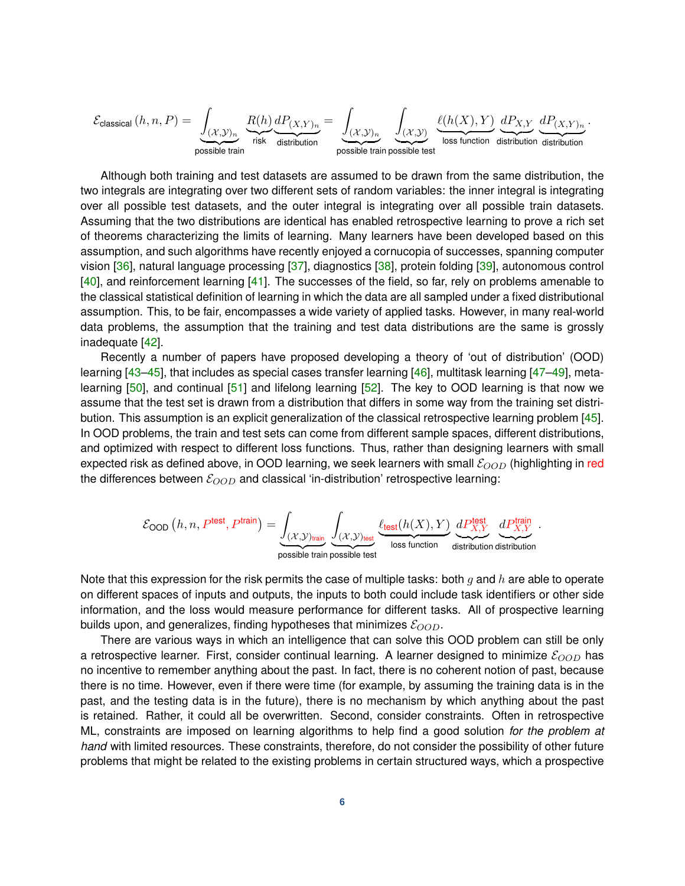$$\mathcal{E}_{\text{classical}}(h, n, P) = \underbrace{\int_{(\mathcal{X},\mathcal{Y})_n}}_{\text{possible train}} \underbrace{R(h)}_{\text{risk}} \underbrace{dP_{(X,Y)_n}}_{\text{distribution}} = \underbrace{\int_{(\mathcal{X},\mathcal{Y})_n}}_{\text{possible train}} \underbrace{\int_{(\mathcal{X},\mathcal{Y})}}_{\text{possible test}} \underbrace{\ell(h(X), Y)}_{\text{loss function}} \underbrace{dP_{X,Y}}_{\text{distribution}} \underbrace{dP_{(X,Y)_n}}_{\text{distribution}}.$$

Although both training and test datasets are assumed to be drawn from the same distribution, the two integrals are integrating over two different sets of random variables: the inner integral is integrating over all possible test datasets, and the outer integral is integrating over all possible train datasets. Assuming that the two distributions are identical has enabled retrospective learning to prove a rich set of theorems characterizing the limits of learning. Many learners have been developed based on this assumption, and such algorithms have recently enjoyed a cornucopia of successes, spanning computer vision [36], natural language processing [37], diagnostics [38], protein folding [39], autonomous control [40], and reinforcement learning [41]. The successes of the field, so far, rely on problems amenable to the classical statistical definition of learning in which the data are all sampled under a fixed distributional assumption. This, to be fair, encompasses a wide variety of applied tasks. However, in many real-world data problems, the assumption that the training and test data distributions are the same is grossly inadequate [42].

Recently a number of papers have proposed developing a theory of 'out of distribution' (OOD) learning [43–45], that includes as special cases transfer learning [46], multitask learning [47–49], meta-learning [50], and continual [51] and lifelong learning [52]. The key to OOD learning is that now we assume that the test set is drawn from a distribution that differs in some way from the training set distribution. This assumption is an explicit generalization of the classical retrospective learning problem [45]. In OOD problems, the train and test sets can come from different sample spaces, different distributions, and optimized with respect to different loss functions. Thus, rather than designing learners with small expected risk as defined above, in OOD learning, we seek learners with small $\mathcal{E}_{OOD}$ (highlighting in red the differences between $\mathcal{E}_{OOD}$ and classical 'in-distribution' retrospective learning:

$$\mathcal{E}_{\text{OOD}}\left(h, n, P^{\text{test}}, P^{\text{train}}\right) = \underbrace{\int_{(\mathcal{X},\mathcal{Y})_{\text{train}}}}_{\text{possible train}} \underbrace{\int_{(\mathcal{X},\mathcal{Y})_{\text{test}}}}_{\text{possible test}} \underbrace{\ell_{\text{test}}(h(X), Y)}_{\text{loss function}} \underbrace{dP^{\text{test}}_{X,Y}}_{\text{distribution}} \underbrace{dP^{\text{train}}_{X,Y}}_{\text{distribution}}.$$

Note that this expression for the risk permits the case of multiple tasks: both $g$ and $h$ are able to operate on different spaces of inputs and outputs, the inputs to both could include task identifiers or other side information, and the loss would measure performance for different tasks. All of prospective learning builds upon, and generalizes, finding hypotheses that minimizes $\mathcal{E}_{OOD}$.

There are various ways in which an intelligence that can solve this OOD problem can still be only a retrospective learner. First, consider continual learning. A learner designed to minimize $\mathcal{E}_{OOD}$ has no incentive to remember anything about the past. In fact, there is no coherent notion of past, because there is no time. However, even if there were time (for example, by assuming the training data is in the past, and the testing data is in the future), there is no mechanism by which anything about the past is retained. Rather, it could all be overwritten. Second, consider constraints. Often in retrospective ML, constraints are imposed on learning algorithms to help find a good solution *for the problem at hand* with limited resources. These constraints, therefore, do not consider the possibility of other future problems that might be related to the existing problems in certain structured ways, which a prospective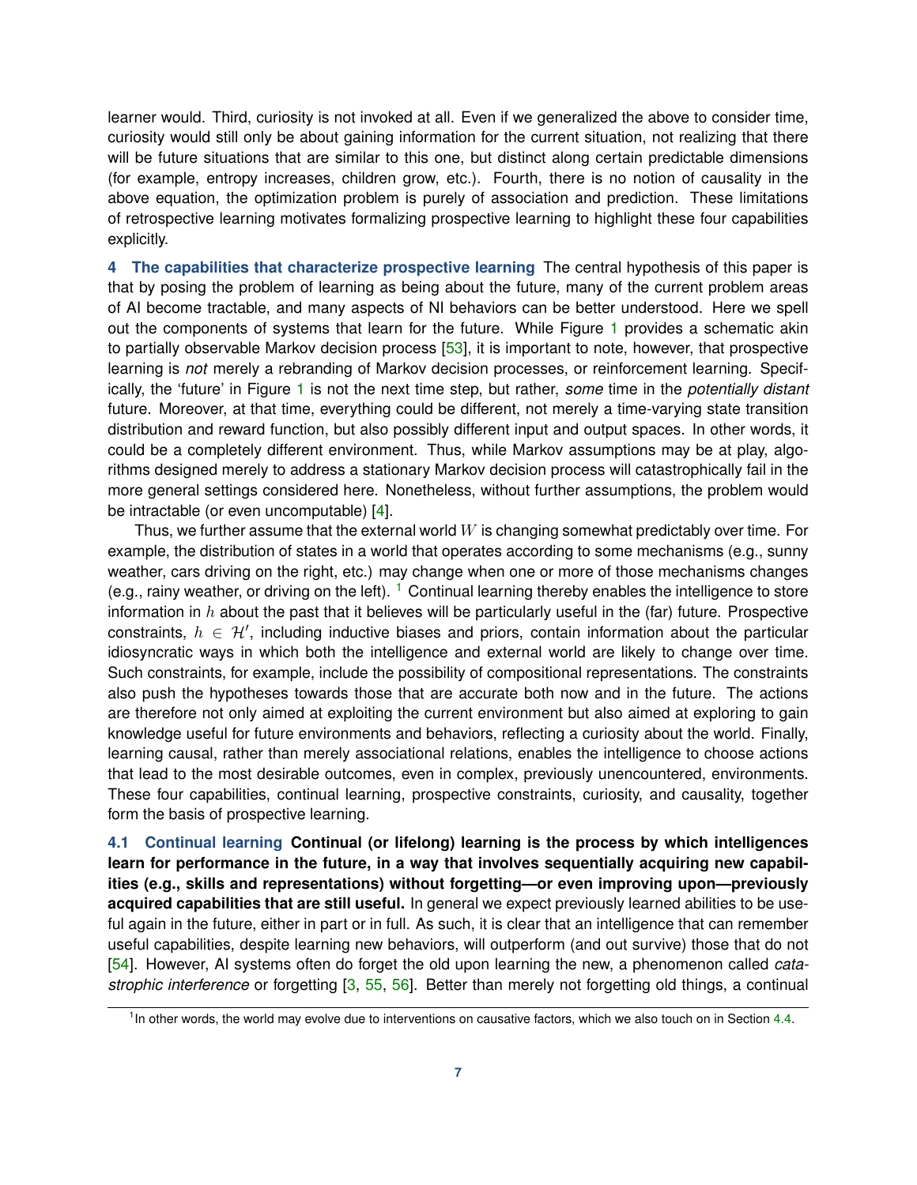learner would. Third, curiosity is not invoked at all. Even if we generalized the above to consider time, curiosity would still only be about gaining information for the current situation, not realizing that there will be future situations that are similar to this one, but distinct along certain predictable dimensions (for example, entropy increases, children grow, etc.). Fourth, there is no notion of causality in the above equation, the optimization problem is purely of association and prediction. These limitations of retrospective learning motivates formalizing prospective learning to highlight these four capabilities explicitly.

## 4 The capabilities that characterize prospective learning

The central hypothesis of this paper is that by posing the problem of learning as being about the future, many of the current problem areas of AI become tractable, and many aspects of NI behaviors can be better understood. Here we spell out the components of systems that learn for the future. While Figure 1 provides a schematic akin to partially observable Markov decision process [53], it is important to note, however, that prospective learning is *not* merely a rebranding of Markov decision processes, or reinforcement learning. Specifically, the 'future' in Figure 1 is not the next time step, but rather, *some* time in the *potentially distant* future. Moreover, at that time, everything could be different, not merely a time-varying state transition distribution and reward function, but also possibly different input and output spaces. In other words, it could be a completely different environment. Thus, while Markov assumptions may be at play, algorithms designed merely to address a stationary Markov decision process will catastrophically fail in the more general settings considered here. Nonetheless, without further assumptions, the problem would be intractable (or even uncomputable) [4].

Thus, we further assume that the external world $W$ is changing somewhat predictably over time. For example, the distribution of states in a world that operates according to some mechanisms (e.g., sunny weather, cars driving on the right, etc.) may change when one or more of those mechanisms changes (e.g., rainy weather, or driving on the left). [1] Continual learning thereby enables the intelligence to store information in $h$ about the past that it believes will be particularly useful in the (far) future. Prospective constraints, $h \in \mathcal{H}'$, including inductive biases and priors, contain information about the particular idiosyncratic ways in which both the intelligence and external world are likely to change over time. Such constraints, for example, include the possibility of compositional representations. The constraints also push the hypotheses towards those that are accurate both now and in the future. The actions are therefore not only aimed at exploiting the current environment but also aimed at exploring to gain knowledge useful for future environments and behaviors, reflecting a curiosity about the world. Finally, learning causal, rather than merely associational relations, enables the intelligence to choose actions that lead to the most desirable outcomes, even in complex, previously unencountered, environments. These four capabilities, continual learning, prospective constraints, curiosity, and causality, together form the basis of prospective learning.

### 4.1 Continual learning

**Continual (or lifelong) learning is the process by which intelligences learn for performance in the future, in a way that involves sequentially acquiring new capabilities (e.g., skills and representations) without forgetting—or even improving upon—previously acquired capabilities that are still useful.** In general we expect previously learned abilities to be useful again in the future, either in part or in full. As such, it is clear that an intelligence that can remember useful capabilities, despite learning new behaviors, will outperform (and out survive) those that do not [54]. However, AI systems often do forget the old upon learning the new, a phenomenon called *catastrophic interference* or forgetting [3, 55, 56]. Better than merely not forgetting old things, a continual

[1] In other words, the world may evolve due to interventions on causative factors, which we also touch on in Section 4.4.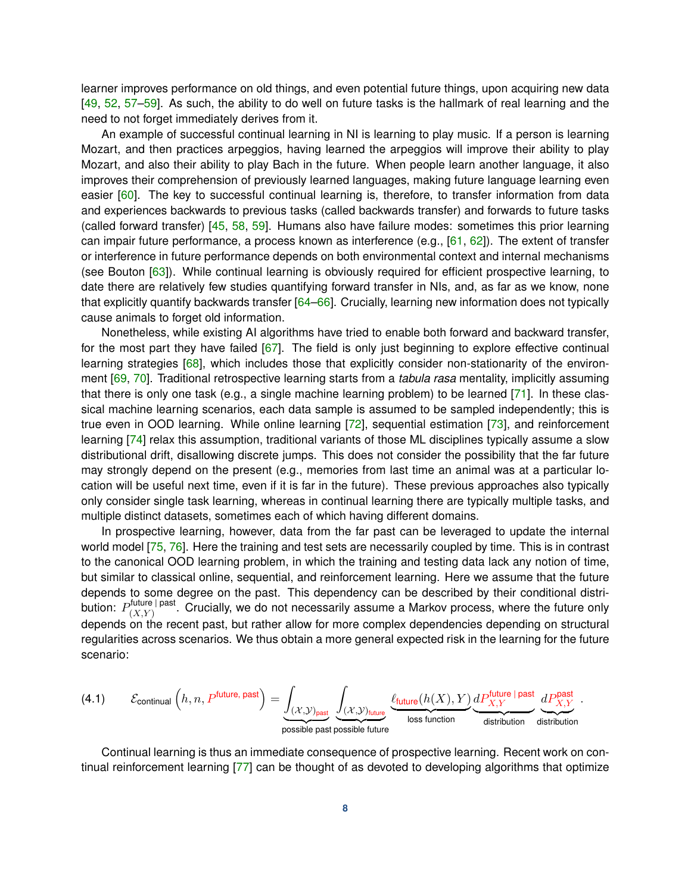learner improves performance on old things, and even potential future things, upon acquiring new data [49, 52, 57–59]. As such, the ability to do well on future tasks is the hallmark of real learning and the need to not forget immediately derives from it.

An example of successful continual learning in NI is learning to play music. If a person is learning Mozart, and then practices arpeggios, having learned the arpeggios will improve their ability to play Mozart, and also their ability to play Bach in the future. When people learn another language, it also improves their comprehension of previously learned languages, making future language learning even easier [60]. The key to successful continual learning is, therefore, to transfer information from data and experiences backwards to previous tasks (called backwards transfer) and forwards to future tasks (called forward transfer) [45, 58, 59]. Humans also have failure modes: sometimes this prior learning can impair future performance, a process known as interference (e.g., [61, 62]). The extent of transfer or interference in future performance depends on both environmental context and internal mechanisms (see Bouton [63]). While continual learning is obviously required for efficient prospective learning, to date there are relatively few studies quantifying forward transfer in NIs, and, as far as we know, none that explicitly quantify backwards transfer [64–66]. Crucially, learning new information does not typically cause animals to forget old information.

Nonetheless, while existing AI algorithms have tried to enable both forward and backward transfer, for the most part they have failed [67]. The field is only just beginning to explore effective continual learning strategies [68], which includes those that explicitly consider non-stationarity of the environment [69, 70]. Traditional retrospective learning starts from a *tabula rasa* mentality, implicitly assuming that there is only one task (e.g., a single machine learning problem) to be learned [71]. In these classical machine learning scenarios, each data sample is assumed to be sampled independently; this is true even in OOD learning. While online learning [72], sequential estimation [73], and reinforcement learning [74] relax this assumption, traditional variants of those ML disciplines typically assume a slow distributional drift, disallowing discrete jumps. This does not consider the possibility that the far future may strongly depend on the present (e.g., memories from last time an animal was at a particular location will be useful next time, even if it is far in the future). These previous approaches also typically only consider single task learning, whereas in continual learning there are typically multiple tasks, and multiple distinct datasets, sometimes each of which having different domains.

In prospective learning, however, data from the far past can be leveraged to update the internal world model [75, 76]. Here the training and test sets are necessarily coupled by time. This is in contrast to the canonical OOD learning problem, in which the training and testing data lack any notion of time, but similar to classical online, sequential, and reinforcement learning. Here we assume that the future depends to some degree on the past. This dependency can be described by their conditional distribution: $P^{\text{future | past}}_{(X,Y)}$. Crucially, we do not necessarily assume a Markov process, where the future only depends on the recent past, but rather allow for more complex dependencies depending on structural regularities across scenarios. We thus obtain a more general expected risk in the learning for the future scenario:

$$\text{(4.1)} \qquad \mathcal{E}_{\text{continual}}\left(h, n, P^{\text{future, past}}\right) = \underbrace{\int_{(\mathcal{X},\mathcal{Y})_{\text{past}}}}_{\text{possible past}} \underbrace{\int_{(\mathcal{X},\mathcal{Y})_{\text{future}}}}_{\text{possible future}} \underbrace{\ell_{\text{future}}(h(X), Y)}_{\text{loss function}} \underbrace{dP^{\text{future | past}}_{X,Y}}_{\text{distribution}} \underbrace{dP^{\text{past}}_{X,Y}}_{\text{distribution}} .$$

Continual learning is thus an immediate consequence of prospective learning. Recent work on continual reinforcement learning [77] can be thought of as devoted to developing algorithms that optimize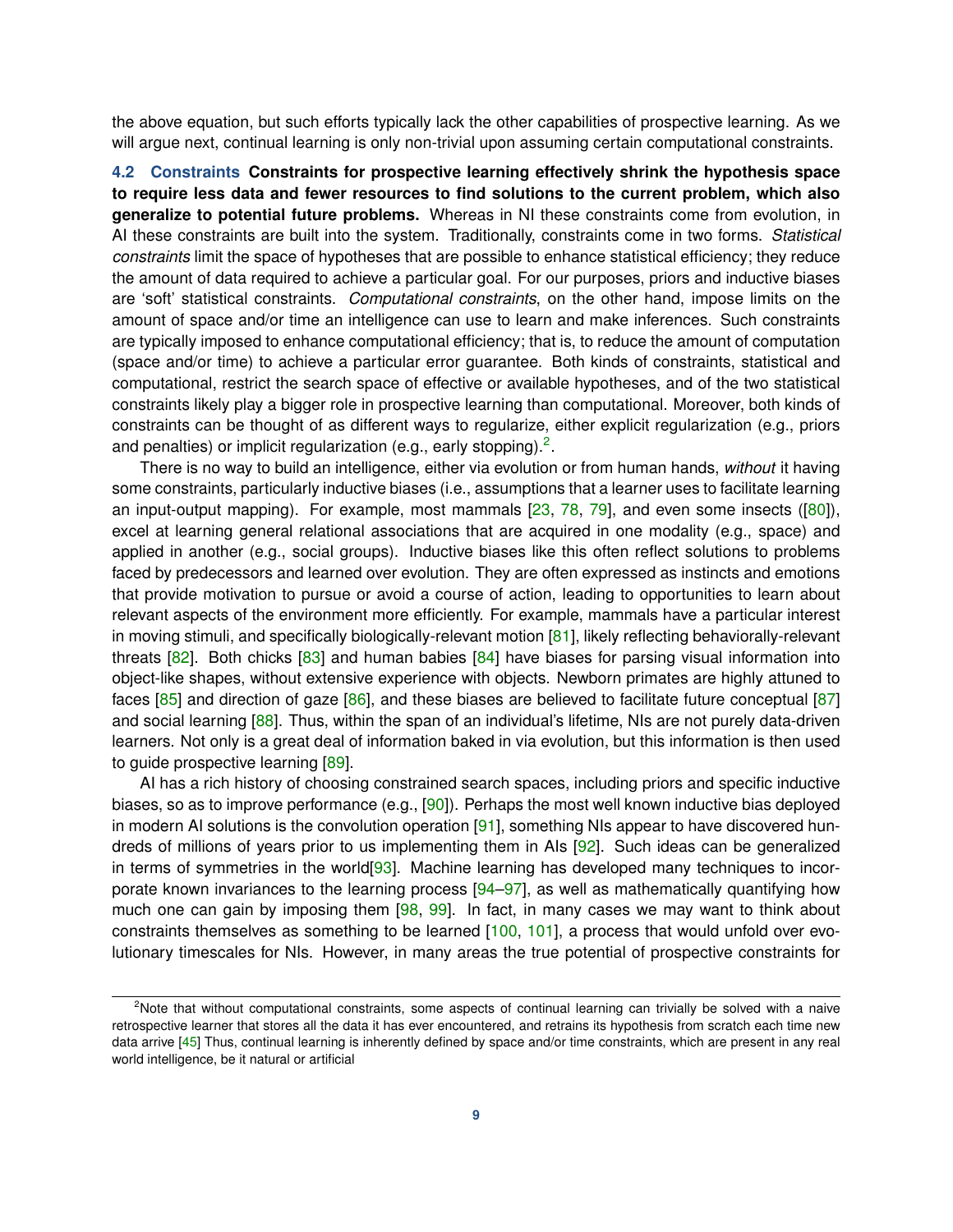the above equation, but such efforts typically lack the other capabilities of prospective learning. As we will argue next, continual learning is only non-trivial upon assuming certain computational constraints.

### 4.2 Constraints

**Constraints for prospective learning effectively shrink the hypothesis space to require less data and fewer resources to find solutions to the current problem, which also generalize to potential future problems.** Whereas in NI these constraints come from evolution, in AI these constraints are built into the system. Traditionally, constraints come in two forms. *Statistical constraints* limit the space of hypotheses that are possible to enhance statistical efficiency; they reduce the amount of data required to achieve a particular goal. For our purposes, priors and inductive biases are 'soft' statistical constraints. *Computational constraints*, on the other hand, impose limits on the amount of space and/or time an intelligence can use to learn and make inferences. Such constraints are typically imposed to enhance computational efficiency; that is, to reduce the amount of computation (space and/or time) to achieve a particular error guarantee. Both kinds of constraints, statistical and computational, restrict the search space of effective or available hypotheses, and of the two statistical constraints likely play a bigger role in prospective learning than computational. Moreover, both kinds of constraints can be thought of as different ways to regularize, either explicit regularization (e.g., priors and penalties) or implicit regularization (e.g., early stopping).[2].

There is no way to build an intelligence, either via evolution or from human hands, *without* it having some constraints, particularly inductive biases (i.e., assumptions that a learner uses to facilitate learning an input-output mapping). For example, most mammals [23, 78, 79], and even some insects ([80]), excel at learning general relational associations that are acquired in one modality (e.g., space) and applied in another (e.g., social groups). Inductive biases like this often reflect solutions to problems faced by predecessors and learned over evolution. They are often expressed as instincts and emotions that provide motivation to pursue or avoid a course of action, leading to opportunities to learn about relevant aspects of the environment more efficiently. For example, mammals have a particular interest in moving stimuli, and specifically biologically-relevant motion [81], likely reflecting behaviorally-relevant threats [82]. Both chicks [83] and human babies [84] have biases for parsing visual information into object-like shapes, without extensive experience with objects. Newborn primates are highly attuned to faces [85] and direction of gaze [86], and these biases are believed to facilitate future conceptual [87] and social learning [88]. Thus, within the span of an individual's lifetime, NIs are not purely data-driven learners. Not only is a great deal of information baked in via evolution, but this information is then used to guide prospective learning [89].

AI has a rich history of choosing constrained search spaces, including priors and specific inductive biases, so as to improve performance (e.g., [90]). Perhaps the most well known inductive bias deployed in modern AI solutions is the convolution operation [91], something NIs appear to have discovered hundreds of millions of years prior to us implementing them in AIs [92]. Such ideas can be generalized in terms of symmetries in the world[93]. Machine learning has developed many techniques to incorporate known invariances to the learning process [94–97], as well as mathematically quantifying how much one can gain by imposing them [98, 99]. In fact, in many cases we may want to think about constraints themselves as something to be learned [100, 101], a process that would unfold over evolutionary timescales for NIs. However, in many areas the true potential of prospective constraints for

[2] Note that without computational constraints, some aspects of continual learning can trivially be solved with a naive retrospective learner that stores all the data it has ever encountered, and retrains its hypothesis from scratch each time new data arrive [45] Thus, continual learning is inherently defined by space and/or time constraints, which are present in any real world intelligence, be it natural or artificial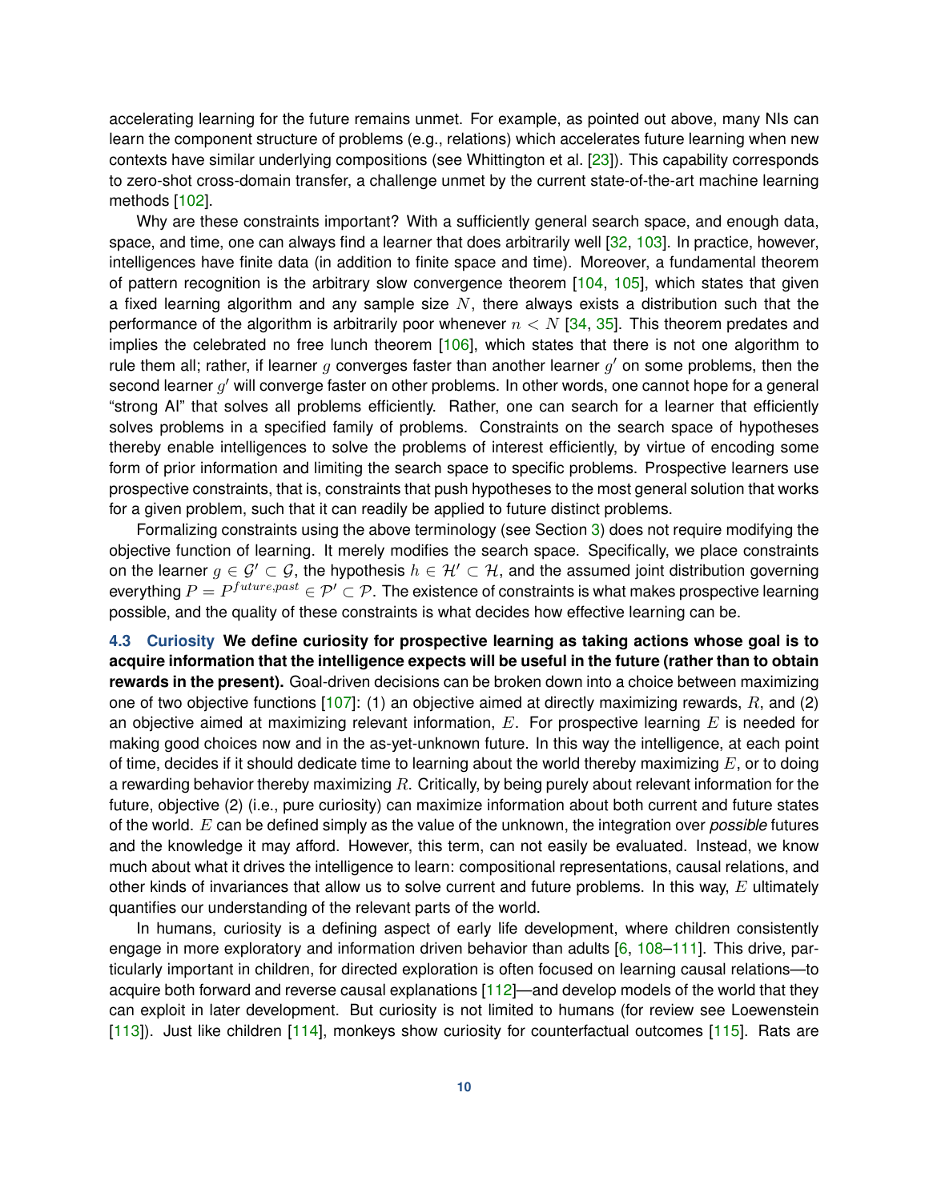accelerating learning for the future remains unmet. For example, as pointed out above, many NIs can learn the component structure of problems (e.g., relations) which accelerates future learning when new contexts have similar underlying compositions (see Whittington et al. [23]). This capability corresponds to zero-shot cross-domain transfer, a challenge unmet by the current state-of-the-art machine learning methods [102].

Why are these constraints important? With a sufficiently general search space, and enough data, space, and time, one can always find a learner that does arbitrarily well [32, 103]. In practice, however, intelligences have finite data (in addition to finite space and time). Moreover, a fundamental theorem of pattern recognition is the arbitrary slow convergence theorem [104, 105], which states that given a fixed learning algorithm and any sample size $N$, there always exists a distribution such that the performance of the algorithm is arbitrarily poor whenever $n < N$ [34, 35]. This theorem predates and implies the celebrated no free lunch theorem [106], which states that there is not one algorithm to rule them all; rather, if learner $g$ converges faster than another learner $g'$ on some problems, then the second learner $g'$ will converge faster on other problems. In other words, one cannot hope for a general "strong AI" that solves all problems efficiently. Rather, one can search for a learner that efficiently solves problems in a specified family of problems. Constraints on the search space of hypotheses thereby enable intelligences to solve the problems of interest efficiently, by virtue of encoding some form of prior information and limiting the search space to specific problems. Prospective learners use prospective constraints, that is, constraints that push hypotheses to the most general solution that works for a given problem, such that it can readily be applied to future distinct problems.

Formalizing constraints using the above terminology (see Section 3) does not require modifying the objective function of learning. It merely modifies the search space. Specifically, we place constraints on the learner $g \in \mathcal{G}' \subset \mathcal{G}$, the hypothesis $h \in \mathcal{H}' \subset \mathcal{H}$, and the assumed joint distribution governing everything $P = P^{future,past} \in \mathcal{P}' \subset \mathcal{P}$. The existence of constraints is what makes prospective learning possible, and the quality of these constraints is what decides how effective learning can be.

**4.3 Curiosity** **We define curiosity for prospective learning as taking actions whose goal is to acquire information that the intelligence expects will be useful in the future (rather than to obtain rewards in the present).** Goal-driven decisions can be broken down into a choice between maximizing one of two objective functions [107]: (1) an objective aimed at directly maximizing rewards, $R$, and (2) an objective aimed at maximizing relevant information, $E$. For prospective learning $E$ is needed for making good choices now and in the as-yet-unknown future. In this way the intelligence, at each point of time, decides if it should dedicate time to learning about the world thereby maximizing $E$, or to doing a rewarding behavior thereby maximizing $R$. Critically, by being purely about relevant information for the future, objective (2) (i.e., pure curiosity) can maximize information about both current and future states of the world. $E$ can be defined simply as the value of the unknown, the integration over *possible* futures and the knowledge it may afford. However, this term, can not easily be evaluated. Instead, we know much about what it drives the intelligence to learn: compositional representations, causal relations, and other kinds of invariances that allow us to solve current and future problems. In this way, $E$ ultimately quantifies our understanding of the relevant parts of the world.

In humans, curiosity is a defining aspect of early life development, where children consistently engage in more exploratory and information driven behavior than adults [6, 108–111]. This drive, particularly important in children, for directed exploration is often focused on learning causal relations—to acquire both forward and reverse causal explanations [112]—and develop models of the world that they can exploit in later development. But curiosity is not limited to humans (for review see Loewenstein [113]). Just like children [114], monkeys show curiosity for counterfactual outcomes [115]. Rats are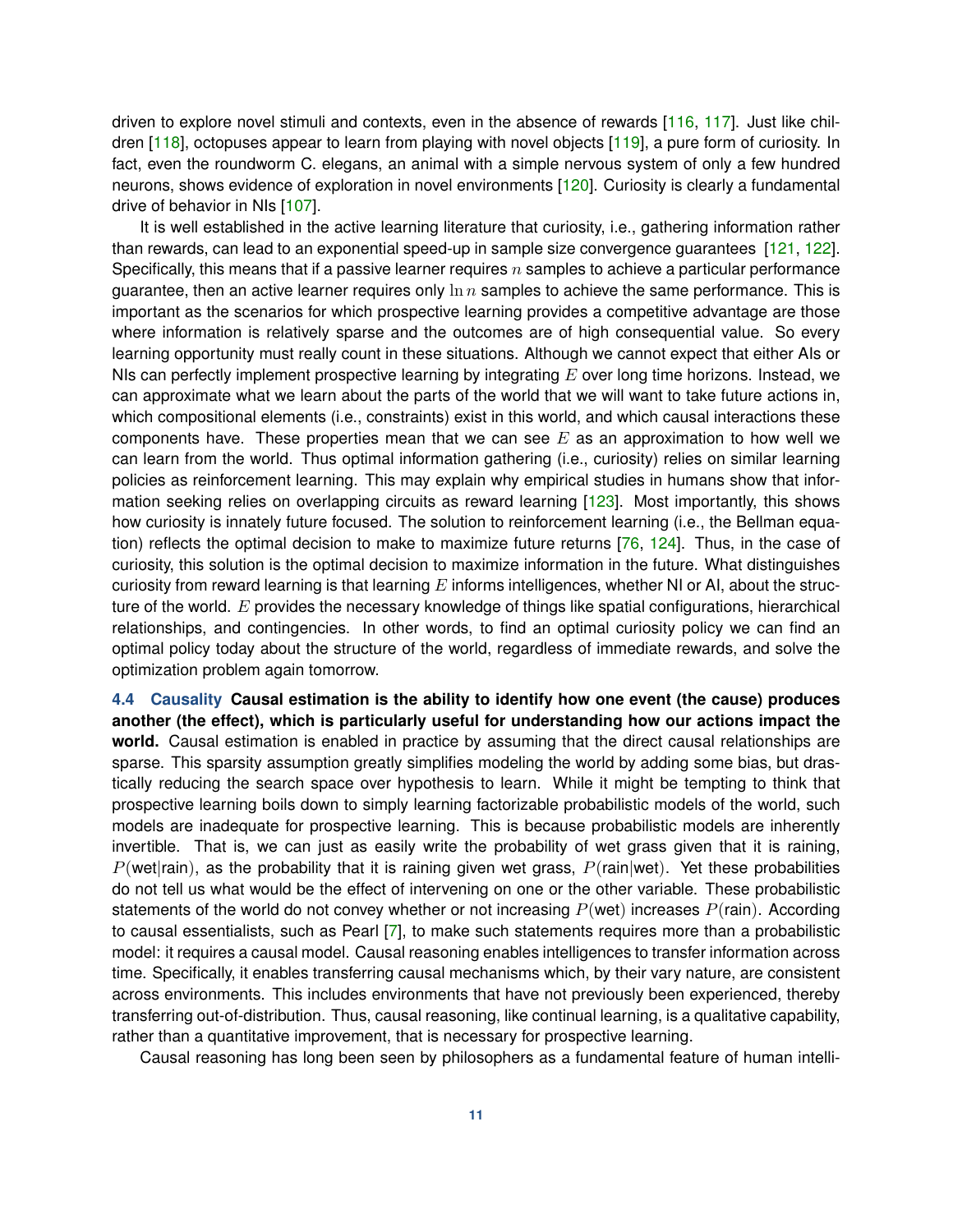driven to explore novel stimuli and contexts, even in the absence of rewards [116, 117]. Just like children [118], octopuses appear to learn from playing with novel objects [119], a pure form of curiosity. In fact, even the roundworm C. elegans, an animal with a simple nervous system of only a few hundred neurons, shows evidence of exploration in novel environments [120]. Curiosity is clearly a fundamental drive of behavior in NIs [107].

It is well established in the active learning literature that curiosity, i.e., gathering information rather than rewards, can lead to an exponential speed-up in sample size convergence guarantees [121, 122]. Specifically, this means that if a passive learner requires $n$ samples to achieve a particular performance guarantee, then an active learner requires only $\ln n$ samples to achieve the same performance. This is important as the scenarios for which prospective learning provides a competitive advantage are those where information is relatively sparse and the outcomes are of high consequential value. So every learning opportunity must really count in these situations. Although we cannot expect that either AIs or NIs can perfectly implement prospective learning by integrating $E$ over long time horizons. Instead, we can approximate what we learn about the parts of the world that we will want to take future actions in, which compositional elements (i.e., constraints) exist in this world, and which causal interactions these components have. These properties mean that we can see $E$ as an approximation to how well we can learn from the world. Thus optimal information gathering (i.e., curiosity) relies on similar learning policies as reinforcement learning. This may explain why empirical studies in humans show that information seeking relies on overlapping circuits as reward learning [123]. Most importantly, this shows how curiosity is innately future focused. The solution to reinforcement learning (i.e., the Bellman equation) reflects the optimal decision to make to maximize future returns [76, 124]. Thus, in the case of curiosity, this solution is the optimal decision to maximize information in the future. What distinguishes curiosity from reward learning is that learning $E$ informs intelligences, whether NI or AI, about the structure of the world. $E$ provides the necessary knowledge of things like spatial configurations, hierarchical relationships, and contingencies. In other words, to find an optimal curiosity policy we can find an optimal policy today about the structure of the world, regardless of immediate rewards, and solve the optimization problem again tomorrow.

**4.4 Causality** **Causal estimation is the ability to identify how one event (the cause) produces another (the effect), which is particularly useful for understanding how our actions impact the world.** Causal estimation is enabled in practice by assuming that the direct causal relationships are sparse. This sparsity assumption greatly simplifies modeling the world by adding some bias, but drastically reducing the search space over hypothesis to learn. While it might be tempting to think that prospective learning boils down to simply learning factorizable probabilistic models of the world, such models are inadequate for prospective learning. This is because probabilistic models are inherently invertible. That is, we can just as easily write the probability of wet grass given that it is raining, $P(\text{wet}|\text{rain})$, as the probability that it is raining given wet grass, $P(\text{rain}|\text{wet})$. Yet these probabilities do not tell us what would be the effect of intervening on one or the other variable. These probabilistic statements of the world do not convey whether or not increasing $P(\text{wet})$ increases $P(\text{rain})$. According to causal essentialists, such as Pearl [7], to make such statements requires more than a probabilistic model: it requires a causal model. Causal reasoning enables intelligences to transfer information across time. Specifically, it enables transferring causal mechanisms which, by their vary nature, are consistent across environments. This includes environments that have not previously been experienced, thereby transferring out-of-distribution. Thus, causal reasoning, like continual learning, is a qualitative capability, rather than a quantitative improvement, that is necessary for prospective learning.

Causal reasoning has long been seen by philosophers as a fundamental feature of human intelli-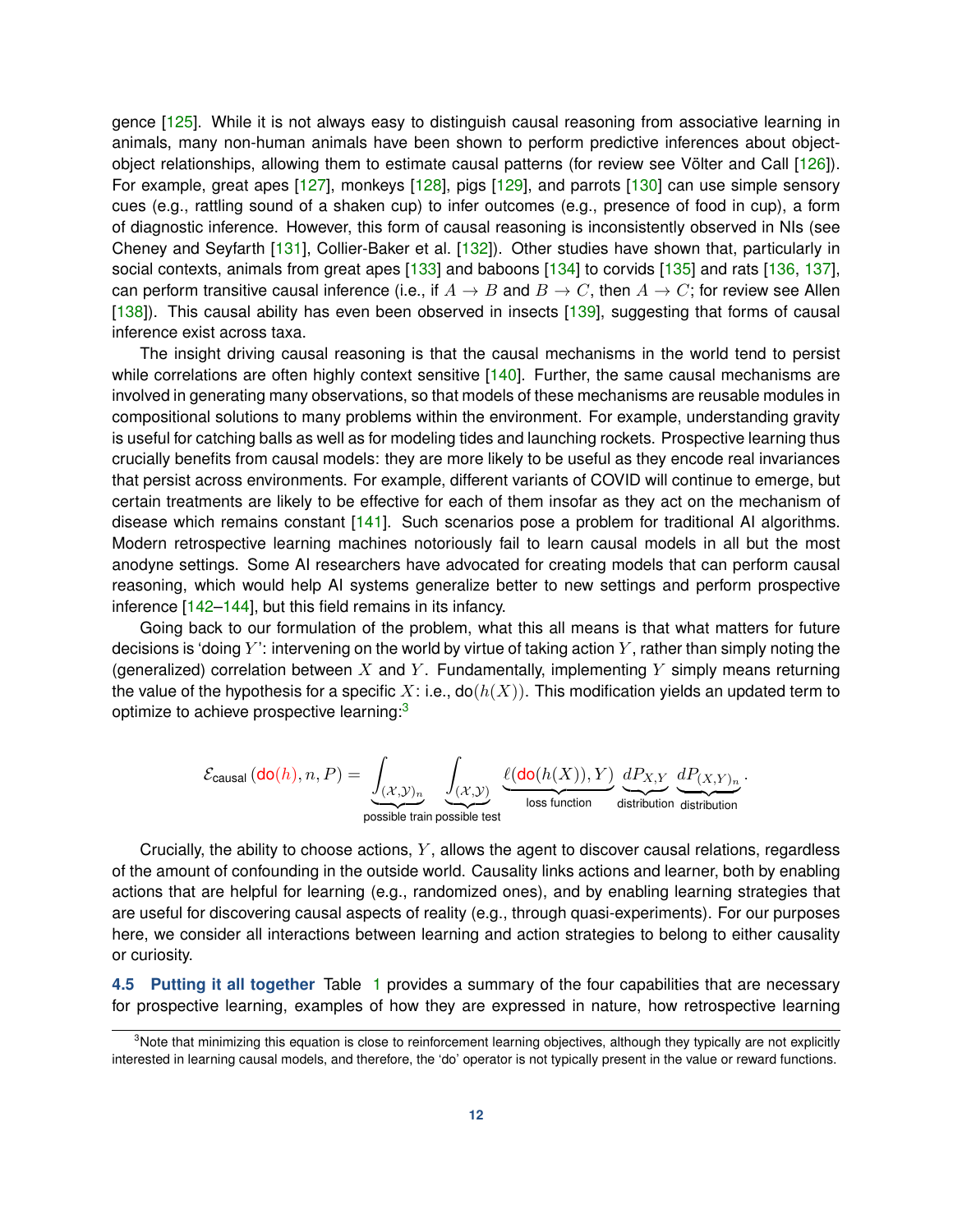gence [125]. While it is not always easy to distinguish causal reasoning from associative learning in animals, many non-human animals have been shown to perform predictive inferences about object-object relationships, allowing them to estimate causal patterns (for review see Völter and Call [126]). For example, great apes [127], monkeys [128], pigs [129], and parrots [130] can use simple sensory cues (e.g., rattling sound of a shaken cup) to infer outcomes (e.g., presence of food in cup), a form of diagnostic inference. However, this form of causal reasoning is inconsistently observed in NIs (see Cheney and Seyfarth [131], Collier-Baker et al. [132]). Other studies have shown that, particularly in social contexts, animals from great apes [133] and baboons [134] to corvids [135] and rats [136, 137], can perform transitive causal inference (i.e., if $A \to B$ and $B \to C$, then $A \to C$; for review see Allen [138]). This causal ability has even been observed in insects [139], suggesting that forms of causal inference exist across taxa.

The insight driving causal reasoning is that the causal mechanisms in the world tend to persist while correlations are often highly context sensitive [140]. Further, the same causal mechanisms are involved in generating many observations, so that models of these mechanisms are reusable modules in compositional solutions to many problems within the environment. For example, understanding gravity is useful for catching balls as well as for modeling tides and launching rockets. Prospective learning thus crucially benefits from causal models: they are more likely to be useful as they encode real invariances that persist across environments. For example, different variants of COVID will continue to emerge, but certain treatments are likely to be effective for each of them insofar as they act on the mechanism of disease which remains constant [141]. Such scenarios pose a problem for traditional AI algorithms. Modern retrospective learning machines notoriously fail to learn causal models in all but the most anodyne settings. Some AI researchers have advocated for creating models that can perform causal reasoning, which would help AI systems generalize better to new settings and perform prospective inference [142–144], but this field remains in its infancy.

Going back to our formulation of the problem, what this all means is that what matters for future decisions is 'doing $Y$': intervening on the world by virtue of taking action $Y$, rather than simply noting the (generalized) correlation between $X$ and $Y$. Fundamentally, implementing $Y$ simply means returning the value of the hypothesis for a specific $X$: i.e., $\text{do}(h(X))$. This modification yields an updated term to optimize to achieve prospective learning:[3]

$$\mathcal{E}_{\text{causal}}\left(\text{do}(h), n, P\right) = \underbrace{\int_{(\mathcal{X},\mathcal{Y})_n}}_{\text{possible train}} \underbrace{\int_{(\mathcal{X},\mathcal{Y})}}_{\text{possible test}} \underbrace{\ell(\text{do}(h(X)), Y)}_{\text{loss function}} \underbrace{dP_{X,Y}}_{\text{distribution}} \underbrace{dP_{(X,Y)_n}}_{\text{distribution}}.$$

Crucially, the ability to choose actions, $Y$, allows the agent to discover causal relations, regardless of the amount of confounding in the outside world. Causality links actions and learner, both by enabling actions that are helpful for learning (e.g., randomized ones), and by enabling learning strategies that are useful for discovering causal aspects of reality (e.g., through quasi-experiments). For our purposes here, we consider all interactions between learning and action strategies to belong to either causality or curiosity.

**4.5 Putting it all together** Table 1 provides a summary of the four capabilities that are necessary for prospective learning, examples of how they are expressed in nature, how retrospective learning

[3] Note that minimizing this equation is close to reinforcement learning objectives, although they typically are not explicitly interested in learning causal models, and therefore, the 'do' operator is not typically present in the value or reward functions.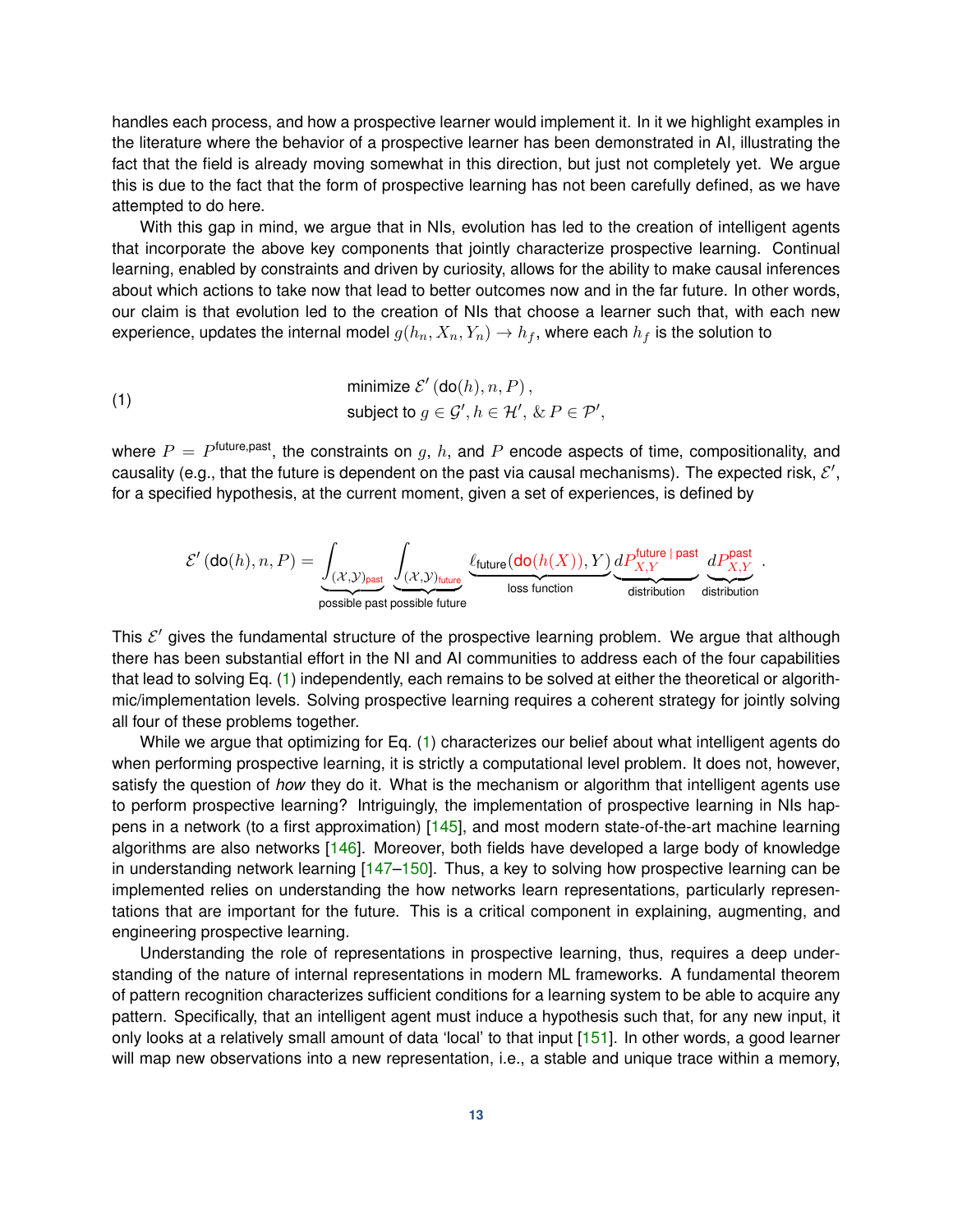handles each process, and how a prospective learner would implement it. In it we highlight examples in the literature where the behavior of a prospective learner has been demonstrated in AI, illustrating the fact that the field is already moving somewhat in this direction, but just not completely yet. We argue this is due to the fact that the form of prospective learning has not been carefully defined, as we have attempted to do here.

With this gap in mind, we argue that in NIs, evolution has led to the creation of intelligent agents that incorporate the above key components that jointly characterize prospective learning. Continual learning, enabled by constraints and driven by curiosity, allows for the ability to make causal inferences about which actions to take now that lead to better outcomes now and in the far future. In other words, our claim is that evolution led to the creation of NIs that choose a learner such that, with each new experience, updates the internal model $g(h_n, X_n, Y_n) \to h_f$, where each $h_f$ is the solution to

$$
\begin{aligned}
&\text{minimize } \mathcal{E}'\left(\text{do}(h), n, P\right), \\
&\text{subject to } g \in \mathcal{G}', h \in \mathcal{H}', \ \& \ P \in \mathcal{P}',
\end{aligned}
\tag{1}
$$

where $P = P^{\text{future,past}}$, the constraints on $g$, $h$, and $P$ encode aspects of time, compositionality, and causality (e.g., that the future is dependent on the past via causal mechanisms). The expected risk, $\mathcal{E}'$, for a specified hypothesis, at the current moment, given a set of experiences, is defined by

$$
\mathcal{E}'\left(\text{do}(h), n, P\right) = \underbrace{\int_{(\mathcal{X},\mathcal{Y})_{\text{past}}}}_{\text{possible past}} \underbrace{\int_{(\mathcal{X},\mathcal{Y})_{\text{future}}}}_{\text{possible future}} \underbrace{\ell_{\text{future}}(\text{do}(h(X)), Y)}_{\text{loss function}} \underbrace{dP_{X,Y}^{\text{future | past}}}_{\text{distribution}} \underbrace{dP_{X,Y}^{\text{past}}}_{\text{distribution}} .
$$

This $\mathcal{E}'$ gives the fundamental structure of the prospective learning problem. We argue that although there has been substantial effort in the NI and AI communities to address each of the four capabilities that lead to solving Eq. (1) independently, each remains to be solved at either the theoretical or algorithmic/implementation levels. Solving prospective learning requires a coherent strategy for jointly solving all four of these problems together.

While we argue that optimizing for Eq. (1) characterizes our belief about what intelligent agents do when performing prospective learning, it is strictly a computational level problem. It does not, however, satisfy the question of *how* they do it. What is the mechanism or algorithm that intelligent agents use to perform prospective learning? Intriguingly, the implementation of prospective learning in NIs happens in a network (to a first approximation) [145], and most modern state-of-the-art machine learning algorithms are also networks [146]. Moreover, both fields have developed a large body of knowledge in understanding network learning [147–150]. Thus, a key to solving how prospective learning can be implemented relies on understanding the how networks learn representations, particularly representations that are important for the future. This is a critical component in explaining, augmenting, and engineering prospective learning.

Understanding the role of representations in prospective learning, thus, requires a deep understanding of the nature of internal representations in modern ML frameworks. A fundamental theorem of pattern recognition characterizes sufficient conditions for a learning system to be able to acquire any pattern. Specifically, that an intelligent agent must induce a hypothesis such that, for any new input, it only looks at a relatively small amount of data 'local' to that input [151]. In other words, a good learner will map new observations into a new representation, i.e., a stable and unique trace within a memory,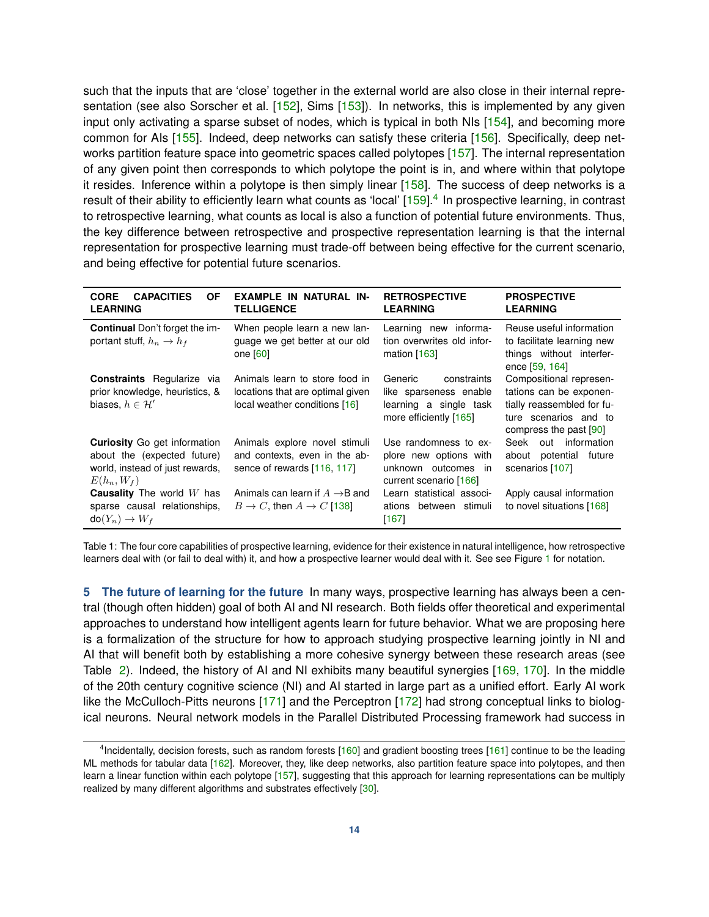such that the inputs that are 'close' together in the external world are also close in their internal representation (see also Sorscher et al. [152], Sims [153]). In networks, this is implemented by any given input only activating a sparse subset of nodes, which is typical in both NIs [154], and becoming more common for AIs [155]. Indeed, deep networks can satisfy these criteria [156]. Specifically, deep networks partition feature space into geometric spaces called polytopes [157]. The internal representation of any given point then corresponds to which polytope the point is in, and where within that polytope it resides. Inference within a polytope is then simply linear [158]. The success of deep networks is a result of their ability to efficiently learn what counts as 'local' [159].[4] In prospective learning, in contrast to retrospective learning, what counts as local is also a function of potential future environments. Thus, the key difference between retrospective and prospective representation learning is that the internal representation for prospective learning must trade-off between being effective for the current scenario, and being effective for potential future scenarios.

| CORE CAPACITIES OF LEARNING | EXAMPLE IN NATURAL INTELLIGENCE | RETROSPECTIVE LEARNING | PROSPECTIVE LEARNING |
|---|---|---|---|
| **Continual** Don't forget the important stuff, $h_n \to h_f$ | When people learn a new language we get better at our old one [60] | Learning new information overwrites old information [163] | Reuse useful information to facilitate learning new things without interference [59, 164] |
| **Constraints** Regularize via prior knowledge, heuristics, & biases, $h \in \mathcal{H}'$ | Animals learn to store food in locations that are optimal given local weather conditions [16] | Generic constraints like sparseness enable learning a single task more efficiently [165] | Compositional representations can be exponentially reassembled for future scenarios and to compress the past [90] |
| **Curiosity** Go get information about the (expected future) world, instead of just rewards, $E(h_n, W_f)$ | Animals explore novel stimuli and contexts, even in the absence of rewards [116, 117] | Use randomness to explore new options with unknown outcomes in current scenario [166] | Seek out information about potential future scenarios [107] |
| **Causality** The world $W$ has sparse causal relationships, $\text{do}(Y_n) \to W_f$ | Animals can learn if $A \to$B and $B \to C$, then $A \to C$ [138] | Learn statistical associations between stimuli [167] | Apply causal information to novel situations [168] |

Table 1: The four core capabilities of prospective learning, evidence for their existence in natural intelligence, how retrospective learners deal with (or fail to deal with) it, and how a prospective learner would deal with it. See see Figure 1 for notation.

## 5 The future of learning for the future

In many ways, prospective learning has always been a central (though often hidden) goal of both AI and NI research. Both fields offer theoretical and experimental approaches to understand how intelligent agents learn for future behavior. What we are proposing here is a formalization of the structure for how to approach studying prospective learning jointly in NI and AI that will benefit both by establishing a more cohesive synergy between these research areas (see Table 2). Indeed, the history of AI and NI exhibits many beautiful synergies [169, 170]. In the middle of the 20th century cognitive science (NI) and AI started in large part as a unified effort. Early AI work like the McCulloch-Pitts neurons [171] and the Perceptron [172] had strong conceptual links to biological neurons. Neural network models in the Parallel Distributed Processing framework had success in

[4] Incidentally, decision forests, such as random forests [160] and gradient boosting trees [161] continue to be the leading ML methods for tabular data [162]. Moreover, they, like deep networks, also partition feature space into polytopes, and then learn a linear function within each polytope [157], suggesting that this approach for learning representations can be multiply realized by many different algorithms and substrates effectively [30].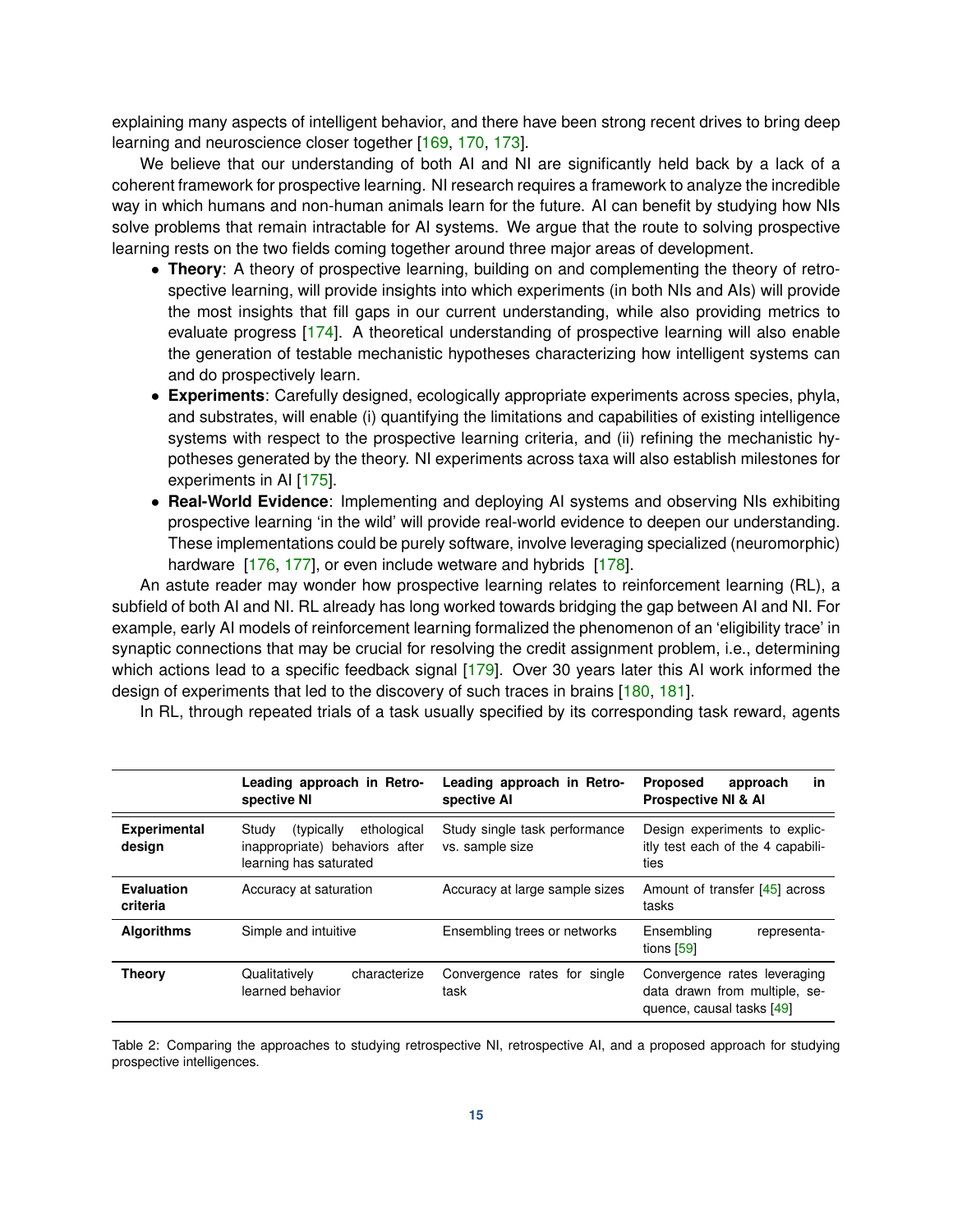explaining many aspects of intelligent behavior, and there have been strong recent drives to bring deep learning and neuroscience closer together [169, 170, 173].

We believe that our understanding of both AI and NI are significantly held back by a lack of a coherent framework for prospective learning. NI research requires a framework to analyze the incredible way in which humans and non-human animals learn for the future. AI can benefit by studying how NIs solve problems that remain intractable for AI systems. We argue that the route to solving prospective learning rests on the two fields coming together around three major areas of development.

- **Theory**: A theory of prospective learning, building on and complementing the theory of retrospective learning, will provide insights into which experiments (in both NIs and AIs) will provide the most insights that fill gaps in our current understanding, while also providing metrics to evaluate progress [174]. A theoretical understanding of prospective learning will also enable the generation of testable mechanistic hypotheses characterizing how intelligent systems can and do prospectively learn.
- **Experiments**: Carefully designed, ecologically appropriate experiments across species, phyla, and substrates, will enable (i) quantifying the limitations and capabilities of existing intelligence systems with respect to the prospective learning criteria, and (ii) refining the mechanistic hypotheses generated by the theory. NI experiments across taxa will also establish milestones for experiments in AI [175].
- **Real-World Evidence**: Implementing and deploying AI systems and observing NIs exhibiting prospective learning 'in the wild' will provide real-world evidence to deepen our understanding. These implementations could be purely software, involve leveraging specialized (neuromorphic) hardware [176, 177], or even include wetware and hybrids [178].

An astute reader may wonder how prospective learning relates to reinforcement learning (RL), a subfield of both AI and NI. RL already has long worked towards bridging the gap between AI and NI. For example, early AI models of reinforcement learning formalized the phenomenon of an 'eligibility trace' in synaptic connections that may be crucial for resolving the credit assignment problem, i.e., determining which actions lead to a specific feedback signal [179]. Over 30 years later this AI work informed the design of experiments that led to the discovery of such traces in brains [180, 181].

In RL, through repeated trials of a task usually specified by its corresponding task reward, agents

| | Leading approach in Retrospective NI | Leading approach in Retrospective AI | Proposed approach in Prospective NI & AI |
|---|---|---|---|
| **Experimental design** | Study (typically ethological inappropriate) behaviors after learning has saturated | Study single task performance vs. sample size | Design experiments to explicitly test each of the 4 capabilities |
| **Evaluation criteria** | Accuracy at saturation | Accuracy at large sample sizes | Amount of transfer [45] across tasks |
| **Algorithms** | Simple and intuitive | Ensembling trees or networks | Ensembling representations [59] |
| **Theory** | Qualitatively characterize learned behavior | Convergence rates for single task | Convergence rates leveraging data drawn from multiple, sequence, causal tasks [49] |

Table 2: Comparing the approaches to studying retrospective NI, retrospective AI, and a proposed approach for studying prospective intelligences.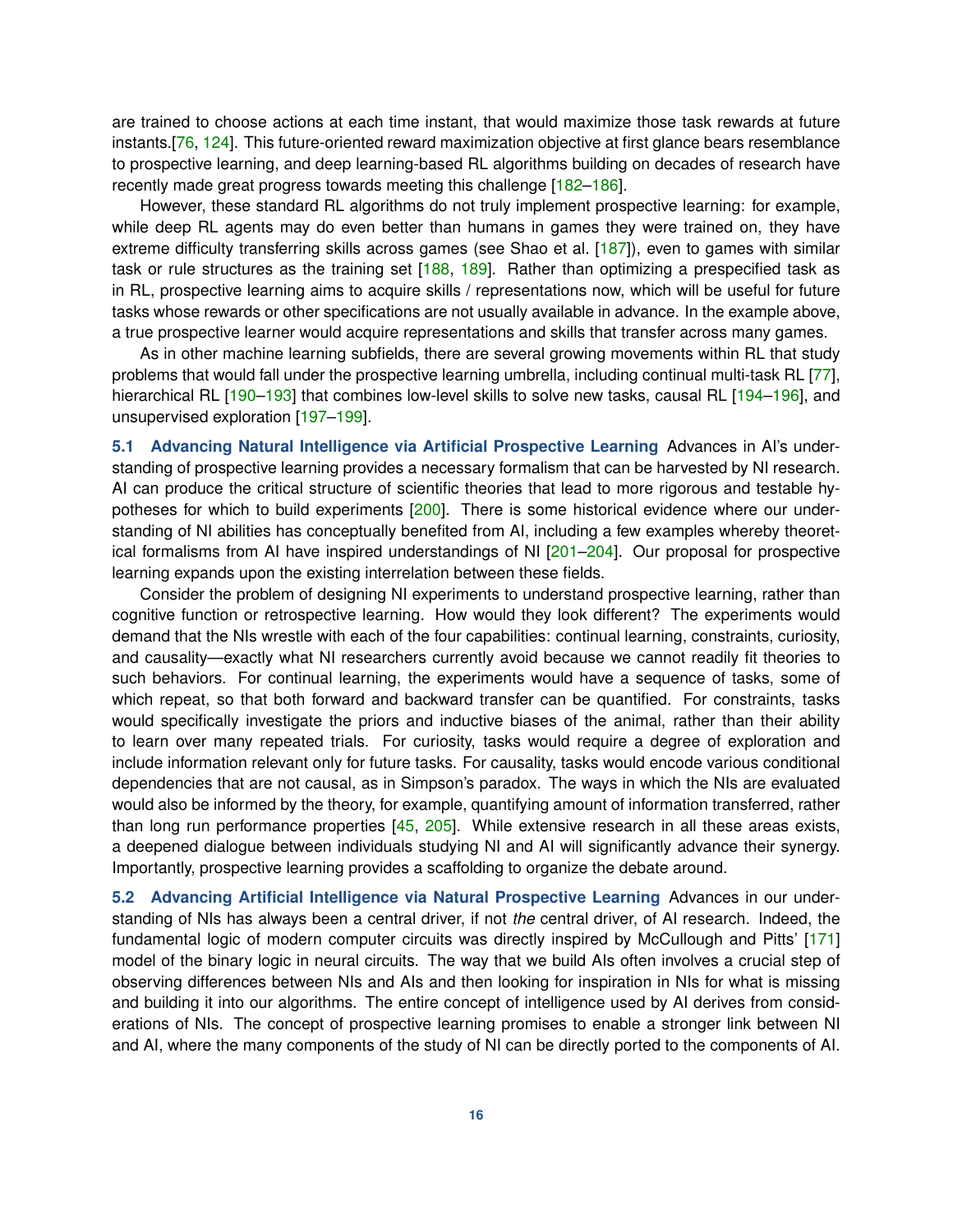are trained to choose actions at each time instant, that would maximize those task rewards at future instants.[76, 124]. This future-oriented reward maximization objective at first glance bears resemblance to prospective learning, and deep learning-based RL algorithms building on decades of research have recently made great progress towards meeting this challenge [182–186].

However, these standard RL algorithms do not truly implement prospective learning: for example, while deep RL agents may do even better than humans in games they were trained on, they have extreme difficulty transferring skills across games (see Shao et al. [187]), even to games with similar task or rule structures as the training set [188, 189]. Rather than optimizing a prespecified task as in RL, prospective learning aims to acquire skills / representations now, which will be useful for future tasks whose rewards or other specifications are not usually available in advance. In the example above, a true prospective learner would acquire representations and skills that transfer across many games.

As in other machine learning subfields, there are several growing movements within RL that study problems that would fall under the prospective learning umbrella, including continual multi-task RL [77], hierarchical RL [190–193] that combines low-level skills to solve new tasks, causal RL [194–196], and unsupervised exploration [197–199].

**5.1 Advancing Natural Intelligence via Artificial Prospective Learning** Advances in AI's understanding of prospective learning provides a necessary formalism that can be harvested by NI research. AI can produce the critical structure of scientific theories that lead to more rigorous and testable hypotheses for which to build experiments [200]. There is some historical evidence where our understanding of NI abilities has conceptually benefited from AI, including a few examples whereby theoretical formalisms from AI have inspired understandings of NI [201–204]. Our proposal for prospective learning expands upon the existing interrelation between these fields.

Consider the problem of designing NI experiments to understand prospective learning, rather than cognitive function or retrospective learning. How would they look different? The experiments would demand that the NIs wrestle with each of the four capabilities: continual learning, constraints, curiosity, and causality—exactly what NI researchers currently avoid because we cannot readily fit theories to such behaviors. For continual learning, the experiments would have a sequence of tasks, some of which repeat, so that both forward and backward transfer can be quantified. For constraints, tasks would specifically investigate the priors and inductive biases of the animal, rather than their ability to learn over many repeated trials. For curiosity, tasks would require a degree of exploration and include information relevant only for future tasks. For causality, tasks would encode various conditional dependencies that are not causal, as in Simpson's paradox. The ways in which the NIs are evaluated would also be informed by the theory, for example, quantifying amount of information transferred, rather than long run performance properties [45, 205]. While extensive research in all these areas exists, a deepened dialogue between individuals studying NI and AI will significantly advance their synergy. Importantly, prospective learning provides a scaffolding to organize the debate around.

**5.2 Advancing Artificial Intelligence via Natural Prospective Learning** Advances in our understanding of NIs has always been a central driver, if not *the* central driver, of AI research. Indeed, the fundamental logic of modern computer circuits was directly inspired by McCullough and Pitts' [171] model of the binary logic in neural circuits. The way that we build AIs often involves a crucial step of observing differences between NIs and AIs and then looking for inspiration in NIs for what is missing and building it into our algorithms. The entire concept of intelligence used by AI derives from considerations of NIs. The concept of prospective learning promises to enable a stronger link between NI and AI, where the many components of the study of NI can be directly ported to the components of AI.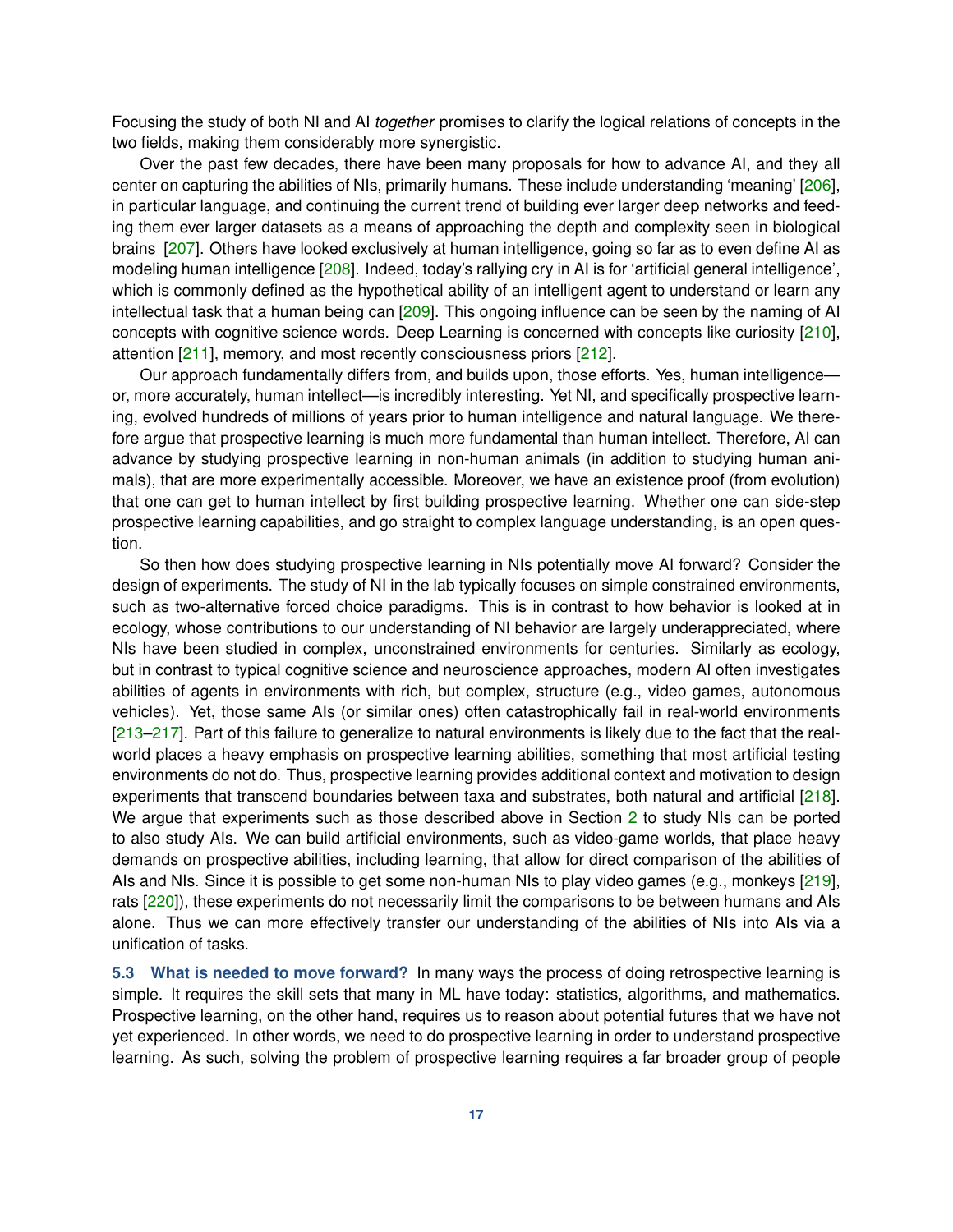Focusing the study of both NI and AI *together* promises to clarify the logical relations of concepts in the two fields, making them considerably more synergistic.

Over the past few decades, there have been many proposals for how to advance AI, and they all center on capturing the abilities of NIs, primarily humans. These include understanding 'meaning' [206], in particular language, and continuing the current trend of building ever larger deep networks and feeding them ever larger datasets as a means of approaching the depth and complexity seen in biological brains [207]. Others have looked exclusively at human intelligence, going so far as to even define AI as modeling human intelligence [208]. Indeed, today's rallying cry in AI is for 'artificial general intelligence', which is commonly defined as the hypothetical ability of an intelligent agent to understand or learn any intellectual task that a human being can [209]. This ongoing influence can be seen by the naming of AI concepts with cognitive science words. Deep Learning is concerned with concepts like curiosity [210], attention [211], memory, and most recently consciousness priors [212].

Our approach fundamentally differs from, and builds upon, those efforts. Yes, human intelligence—or, more accurately, human intellect—is incredibly interesting. Yet NI, and specifically prospective learning, evolved hundreds of millions of years prior to human intelligence and natural language. We therefore argue that prospective learning is much more fundamental than human intellect. Therefore, AI can advance by studying prospective learning in non-human animals (in addition to studying human animals), that are more experimentally accessible. Moreover, we have an existence proof (from evolution) that one can get to human intellect by first building prospective learning. Whether one can side-step prospective learning capabilities, and go straight to complex language understanding, is an open question.

So then how does studying prospective learning in NIs potentially move AI forward? Consider the design of experiments. The study of NI in the lab typically focuses on simple constrained environments, such as two-alternative forced choice paradigms. This is in contrast to how behavior is looked at in ecology, whose contributions to our understanding of NI behavior are largely underappreciated, where NIs have been studied in complex, unconstrained environments for centuries. Similarly as ecology, but in contrast to typical cognitive science and neuroscience approaches, modern AI often investigates abilities of agents in environments with rich, but complex, structure (e.g., video games, autonomous vehicles). Yet, those same AIs (or similar ones) often catastrophically fail in real-world environments [213–217]. Part of this failure to generalize to natural environments is likely due to the fact that the real-world places a heavy emphasis on prospective learning abilities, something that most artificial testing environments do not do. Thus, prospective learning provides additional context and motivation to design experiments that transcend boundaries between taxa and substrates, both natural and artificial [218]. We argue that experiments such as those described above in Section 2 to study NIs can be ported to also study AIs. We can build artificial environments, such as video-game worlds, that place heavy demands on prospective abilities, including learning, that allow for direct comparison of the abilities of AIs and NIs. Since it is possible to get some non-human NIs to play video games (e.g., monkeys [219], rats [220]), these experiments do not necessarily limit the comparisons to be between humans and AIs alone. Thus we can more effectively transfer our understanding of the abilities of NIs into AIs via a unification of tasks.

**5.3 What is needed to move forward?** In many ways the process of doing retrospective learning is simple. It requires the skill sets that many in ML have today: statistics, algorithms, and mathematics. Prospective learning, on the other hand, requires us to reason about potential futures that we have not yet experienced. In other words, we need to do prospective learning in order to understand prospective learning. As such, solving the problem of prospective learning requires a far broader group of people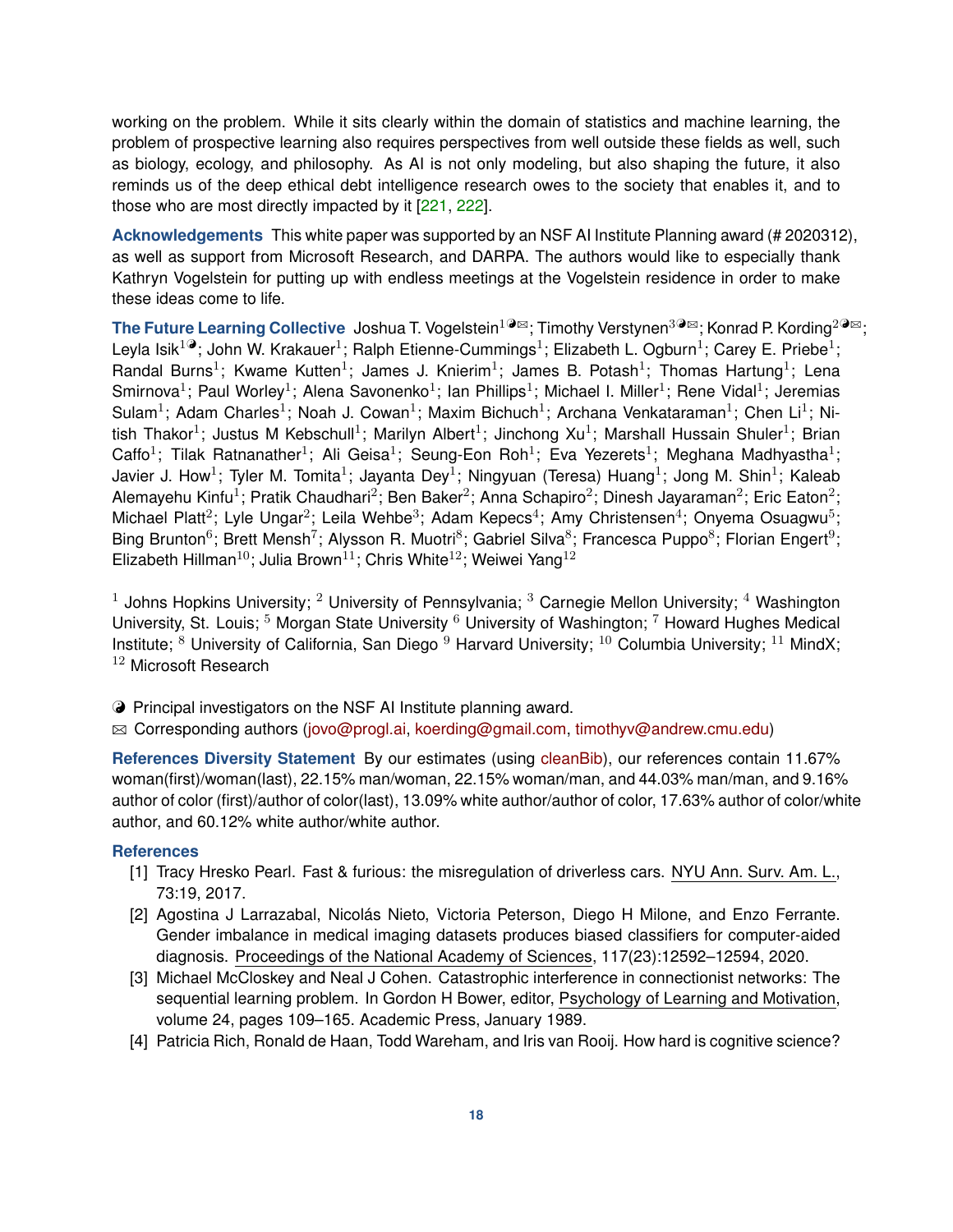working on the problem. While it sits clearly within the domain of statistics and machine learning, the problem of prospective learning also requires perspectives from well outside these fields as well, such as biology, ecology, and philosophy. As AI is not only modeling, but also shaping the future, it also reminds us of the deep ethical debt intelligence research owes to the society that enables it, and to those who are most directly impacted by it [221, 222].

**Acknowledgements** This white paper was supported by an NSF AI Institute Planning award (# 2020312), as well as support from Microsoft Research, and DARPA. The authors would like to especially thank Kathryn Vogelstein for putting up with endless meetings at the Vogelstein residence in order to make these ideas come to life.

**The Future Learning Collective** Joshua T. Vogelstein[1◕✉]; Timothy Verstynen[3◕✉]; Konrad P. Kording[2◕✉]; Leyla Isik[1◕]; John W. Krakauer[1]; Ralph Etienne-Cummings[1]; Elizabeth L. Ogburn[1]; Carey E. Priebe[1]; Randal Burns[1]; Kwame Kutten[1]; James J. Knierim[1]; James B. Potash[1]; Thomas Hartung[1]; Lena Smirnova[1]; Paul Worley[1]; Alena Savonenko[1]; Ian Phillips[1]; Michael I. Miller[1]; Rene Vidal[1]; Jeremias Sulam[1]; Adam Charles[1]; Noah J. Cowan[1]; Maxim Bichuch[1]; Archana Venkataraman[1]; Chen Li[1]; Nitish Thakor[1]; Justus M Kebschull[1]; Marilyn Albert[1]; Jinchong Xu[1]; Marshall Hussain Shuler[1]; Brian Caffo[1]; Tilak Ratnanather[1]; Ali Geisa[1]; Seung-Eon Roh[1]; Eva Yezerets[1]; Meghana Madhyastha[1]; Javier J. How[1]; Tyler M. Tomita[1]; Jayanta Dey[1]; Ningyuan (Teresa) Huang[1]; Jong M. Shin[1]; Kaleab Alemayehu Kinfu[1]; Pratik Chaudhari[2]; Ben Baker[2]; Anna Schapiro[2]; Dinesh Jayaraman[2]; Eric Eaton[2]; Michael Platt[2]; Lyle Ungar[2]; Leila Wehbe[3]; Adam Kepecs[4]; Amy Christensen[4]; Onyema Osuagwu[5]; Bing Brunton[6]; Brett Mensh[7]; Alysson R. Muotri[8]; Gabriel Silva[8]; Francesca Puppo[8]; Florian Engert[9]; Elizabeth Hillman[10]; Julia Brown[11]; Chris White[12]; Weiwei Yang[12]

[1] Johns Hopkins University; [2] University of Pennsylvania; [3] Carnegie Mellon University; [4] Washington University, St. Louis; [5] Morgan State University [6] University of Washington; [7] Howard Hughes Medical Institute; [8] University of California, San Diego [9] Harvard University; [10] Columbia University; [11] MindX; [12] Microsoft Research

◕ Principal investigators on the NSF AI Institute planning award.

✉ Corresponding authors (jovo@progl.ai, koerding@gmail.com, timothyv@andrew.cmu.edu)

**References Diversity Statement** By our estimates (using cleanBib), our references contain 11.67% woman(first)/woman(last), 22.15% man/woman, 22.15% woman/man, and 44.03% man/man, and 9.16% author of color (first)/author of color(last), 13.09% white author/author of color, 17.63% author of color/white author, and 60.12% white author/white author.

## References

[1] Tracy Hresko Pearl. Fast & furious: the misregulation of driverless cars. NYU Ann. Surv. Am. L., 73:19, 2017.

[2] Agostina J Larrazabal, Nicolás Nieto, Victoria Peterson, Diego H Milone, and Enzo Ferrante. Gender imbalance in medical imaging datasets produces biased classifiers for computer-aided diagnosis. Proceedings of the National Academy of Sciences, 117(23):12592–12594, 2020.

[3] Michael McCloskey and Neal J Cohen. Catastrophic interference in connectionist networks: The sequential learning problem. In Gordon H Bower, editor, Psychology of Learning and Motivation, volume 24, pages 109–165. Academic Press, January 1989.

[4] Patricia Rich, Ronald de Haan, Todd Wareham, and Iris van Rooij. How hard is cognitive science?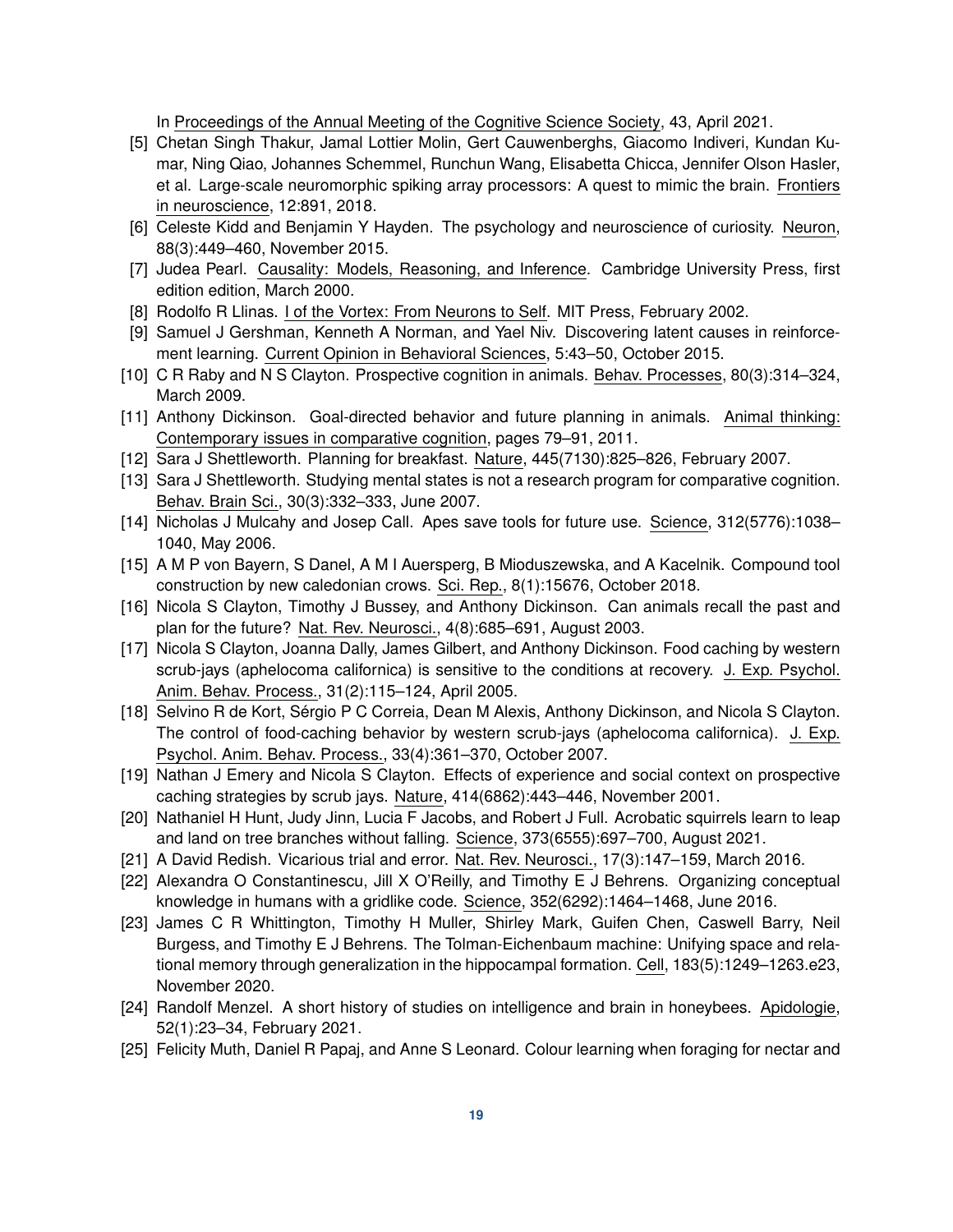In Proceedings of the Annual Meeting of the Cognitive Science Society, 43, April 2021.

[5] Chetan Singh Thakur, Jamal Lottier Molin, Gert Cauwenberghs, Giacomo Indiveri, Kundan Kumar, Ning Qiao, Johannes Schemmel, Runchun Wang, Elisabetta Chicca, Jennifer Olson Hasler, et al. Large-scale neuromorphic spiking array processors: A quest to mimic the brain. Frontiers in neuroscience, 12:891, 2018.

[6] Celeste Kidd and Benjamin Y Hayden. The psychology and neuroscience of curiosity. Neuron, 88(3):449–460, November 2015.

[7] Judea Pearl. Causality: Models, Reasoning, and Inference. Cambridge University Press, first edition edition, March 2000.

[8] Rodolfo R Llinas. I of the Vortex: From Neurons to Self. MIT Press, February 2002.

[9] Samuel J Gershman, Kenneth A Norman, and Yael Niv. Discovering latent causes in reinforcement learning. Current Opinion in Behavioral Sciences, 5:43–50, October 2015.

[10] C R Raby and N S Clayton. Prospective cognition in animals. Behav. Processes, 80(3):314–324, March 2009.

[11] Anthony Dickinson. Goal-directed behavior and future planning in animals. Animal thinking: Contemporary issues in comparative cognition, pages 79–91, 2011.

[12] Sara J Shettleworth. Planning for breakfast. Nature, 445(7130):825–826, February 2007.

[13] Sara J Shettleworth. Studying mental states is not a research program for comparative cognition. Behav. Brain Sci., 30(3):332–333, June 2007.

[14] Nicholas J Mulcahy and Josep Call. Apes save tools for future use. Science, 312(5776):1038–1040, May 2006.

[15] A M P von Bayern, S Danel, A M I Auersperg, B Mioduszewska, and A Kacelnik. Compound tool construction by new caledonian crows. Sci. Rep., 8(1):15676, October 2018.

[16] Nicola S Clayton, Timothy J Bussey, and Anthony Dickinson. Can animals recall the past and plan for the future? Nat. Rev. Neurosci., 4(8):685–691, August 2003.

[17] Nicola S Clayton, Joanna Dally, James Gilbert, and Anthony Dickinson. Food caching by western scrub-jays (aphelocoma californica) is sensitive to the conditions at recovery. J. Exp. Psychol. Anim. Behav. Process., 31(2):115–124, April 2005.

[18] Selvino R de Kort, Sérgio P C Correia, Dean M Alexis, Anthony Dickinson, and Nicola S Clayton. The control of food-caching behavior by western scrub-jays (aphelocoma californica). J. Exp. Psychol. Anim. Behav. Process., 33(4):361–370, October 2007.

[19] Nathan J Emery and Nicola S Clayton. Effects of experience and social context on prospective caching strategies by scrub jays. Nature, 414(6862):443–446, November 2001.

[20] Nathaniel H Hunt, Judy Jinn, Lucia F Jacobs, and Robert J Full. Acrobatic squirrels learn to leap and land on tree branches without falling. Science, 373(6555):697–700, August 2021.

[21] A David Redish. Vicarious trial and error. Nat. Rev. Neurosci., 17(3):147–159, March 2016.

[22] Alexandra O Constantinescu, Jill X O'Reilly, and Timothy E J Behrens. Organizing conceptual knowledge in humans with a gridlike code. Science, 352(6292):1464–1468, June 2016.

[23] James C R Whittington, Timothy H Muller, Shirley Mark, Guifen Chen, Caswell Barry, Neil Burgess, and Timothy E J Behrens. The Tolman-Eichenbaum machine: Unifying space and relational memory through generalization in the hippocampal formation. Cell, 183(5):1249–1263.e23, November 2020.

[24] Randolf Menzel. A short history of studies on intelligence and brain in honeybees. Apidologie, 52(1):23–34, February 2021.

[25] Felicity Muth, Daniel R Papaj, and Anne S Leonard. Colour learning when foraging for nectar and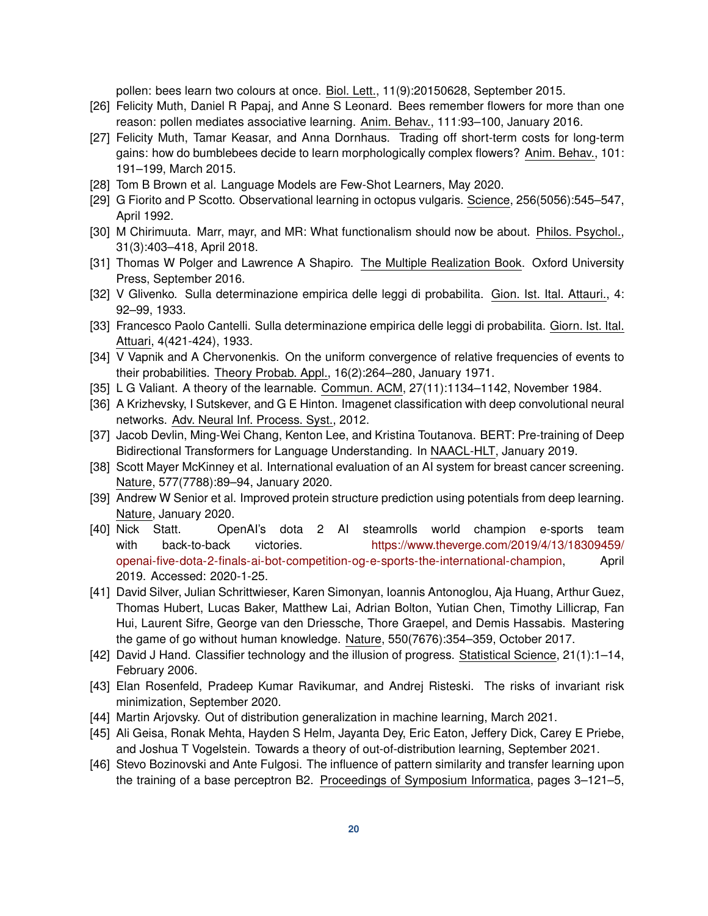pollen: bees learn two colours at once. Biol. Lett., 11(9):20150628, September 2015.

[26] Felicity Muth, Daniel R Papaj, and Anne S Leonard. Bees remember flowers for more than one reason: pollen mediates associative learning. Anim. Behav., 111:93–100, January 2016.

[27] Felicity Muth, Tamar Keasar, and Anna Dornhaus. Trading off short-term costs for long-term gains: how do bumblebees decide to learn morphologically complex flowers? Anim. Behav., 101: 191–199, March 2015.

[28] Tom B Brown et al. Language Models are Few-Shot Learners, May 2020.

[29] G Fiorito and P Scotto. Observational learning in octopus vulgaris. Science, 256(5056):545–547, April 1992.

[30] M Chirimuuta. Marr, mayr, and MR: What functionalism should now be about. Philos. Psychol., 31(3):403–418, April 2018.

[31] Thomas W Polger and Lawrence A Shapiro. The Multiple Realization Book. Oxford University Press, September 2016.

[32] V Glivenko. Sulla determinazione empirica delle leggi di probabilita. Gion. Ist. Ital. Attauri., 4: 92–99, 1933.

[33] Francesco Paolo Cantelli. Sulla determinazione empirica delle leggi di probabilita. Giorn. Ist. Ital. Attuari, 4(421-424), 1933.

[34] V Vapnik and A Chervonenkis. On the uniform convergence of relative frequencies of events to their probabilities. Theory Probab. Appl., 16(2):264–280, January 1971.

[35] L G Valiant. A theory of the learnable. Commun. ACM, 27(11):1134–1142, November 1984.

[36] A Krizhevsky, I Sutskever, and G E Hinton. Imagenet classification with deep convolutional neural networks. Adv. Neural Inf. Process. Syst., 2012.

[37] Jacob Devlin, Ming-Wei Chang, Kenton Lee, and Kristina Toutanova. BERT: Pre-training of Deep Bidirectional Transformers for Language Understanding. In NAACL-HLT, January 2019.

[38] Scott Mayer McKinney et al. International evaluation of an AI system for breast cancer screening. Nature, 577(7788):89–94, January 2020.

[39] Andrew W Senior et al. Improved protein structure prediction using potentials from deep learning. Nature, January 2020.

[40] Nick Statt. OpenAI's dota 2 AI steamrolls world champion e-sports team with back-to-back victories. https://www.theverge.com/2019/4/13/18309459/openai-five-dota-2-finals-ai-bot-competition-og-e-sports-the-international-champion, April 2019. Accessed: 2020-1-25.

[41] David Silver, Julian Schrittwieser, Karen Simonyan, Ioannis Antonoglou, Aja Huang, Arthur Guez, Thomas Hubert, Lucas Baker, Matthew Lai, Adrian Bolton, Yutian Chen, Timothy Lillicrap, Fan Hui, Laurent Sifre, George van den Driessche, Thore Graepel, and Demis Hassabis. Mastering the game of go without human knowledge. Nature, 550(7676):354–359, October 2017.

[42] David J Hand. Classifier technology and the illusion of progress. Statistical Science, 21(1):1–14, February 2006.

[43] Elan Rosenfeld, Pradeep Kumar Ravikumar, and Andrej Risteski. The risks of invariant risk minimization, September 2020.

[44] Martin Arjovsky. Out of distribution generalization in machine learning, March 2021.

[45] Ali Geisa, Ronak Mehta, Hayden S Helm, Jayanta Dey, Eric Eaton, Jeffery Dick, Carey E Priebe, and Joshua T Vogelstein. Towards a theory of out-of-distribution learning, September 2021.

[46] Stevo Bozinovski and Ante Fulgosi. The influence of pattern similarity and transfer learning upon the training of a base perceptron B2. Proceedings of Symposium Informatica, pages 3–121–5,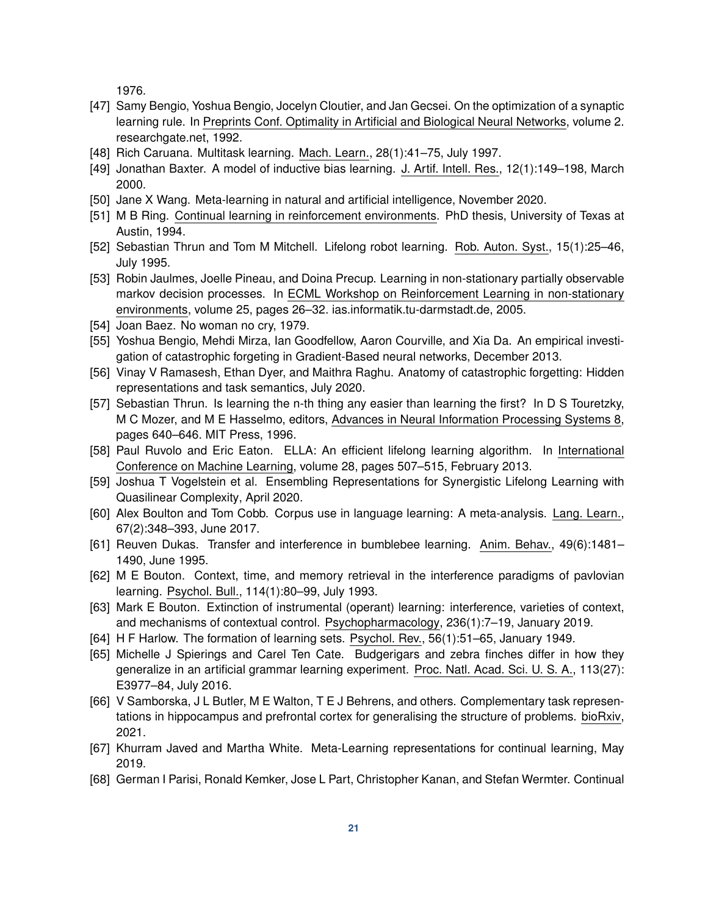1976.

[47] Samy Bengio, Yoshua Bengio, Jocelyn Cloutier, and Jan Gecsei. On the optimization of a synaptic learning rule. In Preprints Conf. Optimality in Artificial and Biological Neural Networks, volume 2. researchgate.net, 1992.

[48] Rich Caruana. Multitask learning. Mach. Learn., 28(1):41–75, July 1997.

[49] Jonathan Baxter. A model of inductive bias learning. J. Artif. Intell. Res., 12(1):149–198, March 2000.

[50] Jane X Wang. Meta-learning in natural and artificial intelligence, November 2020.

[51] M B Ring. Continual learning in reinforcement environments. PhD thesis, University of Texas at Austin, 1994.

[52] Sebastian Thrun and Tom M Mitchell. Lifelong robot learning. Rob. Auton. Syst., 15(1):25–46, July 1995.

[53] Robin Jaulmes, Joelle Pineau, and Doina Precup. Learning in non-stationary partially observable markov decision processes. In ECML Workshop on Reinforcement Learning in non-stationary environments, volume 25, pages 26–32. ias.informatik.tu-darmstadt.de, 2005.

[54] Joan Baez. No woman no cry, 1979.

[55] Yoshua Bengio, Mehdi Mirza, Ian Goodfellow, Aaron Courville, and Xia Da. An empirical investigation of catastrophic forgeting in Gradient-Based neural networks, December 2013.

[56] Vinay V Ramasesh, Ethan Dyer, and Maithra Raghu. Anatomy of catastrophic forgetting: Hidden representations and task semantics, July 2020.

[57] Sebastian Thrun. Is learning the n-th thing any easier than learning the first? In D S Touretzky, M C Mozer, and M E Hasselmo, editors, Advances in Neural Information Processing Systems 8, pages 640–646. MIT Press, 1996.

[58] Paul Ruvolo and Eric Eaton. ELLA: An efficient lifelong learning algorithm. In International Conference on Machine Learning, volume 28, pages 507–515, February 2013.

[59] Joshua T Vogelstein et al. Ensembling Representations for Synergistic Lifelong Learning with Quasilinear Complexity, April 2020.

[60] Alex Boulton and Tom Cobb. Corpus use in language learning: A meta-analysis. Lang. Learn., 67(2):348–393, June 2017.

[61] Reuven Dukas. Transfer and interference in bumblebee learning. Anim. Behav., 49(6):1481–1490, June 1995.

[62] M E Bouton. Context, time, and memory retrieval in the interference paradigms of pavlovian learning. Psychol. Bull., 114(1):80–99, July 1993.

[63] Mark E Bouton. Extinction of instrumental (operant) learning: interference, varieties of context, and mechanisms of contextual control. Psychopharmacology, 236(1):7–19, January 2019.

[64] H F Harlow. The formation of learning sets. Psychol. Rev., 56(1):51–65, January 1949.

[65] Michelle J Spierings and Carel Ten Cate. Budgerigars and zebra finches differ in how they generalize in an artificial grammar learning experiment. Proc. Natl. Acad. Sci. U. S. A., 113(27): E3977–84, July 2016.

[66] V Samborska, J L Butler, M E Walton, T E J Behrens, and others. Complementary task representations in hippocampus and prefrontal cortex for generalising the structure of problems. bioRxiv, 2021.

[67] Khurram Javed and Martha White. Meta-Learning representations for continual learning, May 2019.

[68] German I Parisi, Ronald Kemker, Jose L Part, Christopher Kanan, and Stefan Wermter. Continual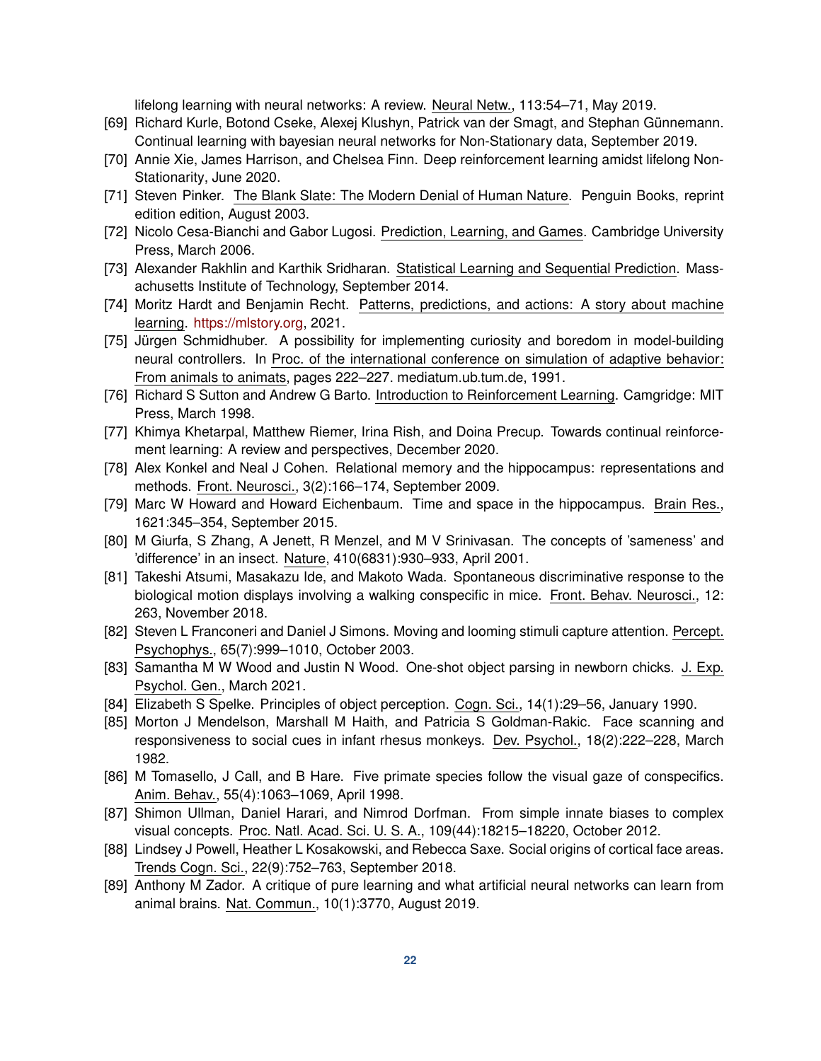lifelong learning with neural networks: A review. Neural Netw., 113:54–71, May 2019.

[69] Richard Kurle, Botond Cseke, Alexej Klushyn, Patrick van der Smagt, and Stephan Günnemann. Continual learning with bayesian neural networks for Non-Stationary data, September 2019.

[70] Annie Xie, James Harrison, and Chelsea Finn. Deep reinforcement learning amidst lifelong Non-Stationarity, June 2020.

[71] Steven Pinker. The Blank Slate: The Modern Denial of Human Nature. Penguin Books, reprint edition edition, August 2003.

[72] Nicolo Cesa-Bianchi and Gabor Lugosi. Prediction, Learning, and Games. Cambridge University Press, March 2006.

[73] Alexander Rakhlin and Karthik Sridharan. Statistical Learning and Sequential Prediction. Massachusetts Institute of Technology, September 2014.

[74] Moritz Hardt and Benjamin Recht. Patterns, predictions, and actions: A story about machine learning. https://mlstory.org, 2021.

[75] Jürgen Schmidhuber. A possibility for implementing curiosity and boredom in model-building neural controllers. In Proc. of the international conference on simulation of adaptive behavior: From animals to animats, pages 222–227. mediatum.ub.tum.de, 1991.

[76] Richard S Sutton and Andrew G Barto. Introduction to Reinforcement Learning. Camgridge: MIT Press, March 1998.

[77] Khimya Khetarpal, Matthew Riemer, Irina Rish, and Doina Precup. Towards continual reinforcement learning: A review and perspectives, December 2020.

[78] Alex Konkel and Neal J Cohen. Relational memory and the hippocampus: representations and methods. Front. Neurosci., 3(2):166–174, September 2009.

[79] Marc W Howard and Howard Eichenbaum. Time and space in the hippocampus. Brain Res., 1621:345–354, September 2015.

[80] M Giurfa, S Zhang, A Jenett, R Menzel, and M V Srinivasan. The concepts of 'sameness' and 'difference' in an insect. Nature, 410(6831):930–933, April 2001.

[81] Takeshi Atsumi, Masakazu Ide, and Makoto Wada. Spontaneous discriminative response to the biological motion displays involving a walking conspecific in mice. Front. Behav. Neurosci., 12: 263, November 2018.

[82] Steven L Franconeri and Daniel J Simons. Moving and looming stimuli capture attention. Percept. Psychophys., 65(7):999–1010, October 2003.

[83] Samantha M W Wood and Justin N Wood. One-shot object parsing in newborn chicks. J. Exp. Psychol. Gen., March 2021.

[84] Elizabeth S Spelke. Principles of object perception. Cogn. Sci., 14(1):29–56, January 1990.

[85] Morton J Mendelson, Marshall M Haith, and Patricia S Goldman-Rakic. Face scanning and responsiveness to social cues in infant rhesus monkeys. Dev. Psychol., 18(2):222–228, March 1982.

[86] M Tomasello, J Call, and B Hare. Five primate species follow the visual gaze of conspecifics. Anim. Behav., 55(4):1063–1069, April 1998.

[87] Shimon Ullman, Daniel Harari, and Nimrod Dorfman. From simple innate biases to complex visual concepts. Proc. Natl. Acad. Sci. U. S. A., 109(44):18215–18220, October 2012.

[88] Lindsey J Powell, Heather L Kosakowski, and Rebecca Saxe. Social origins of cortical face areas. Trends Cogn. Sci., 22(9):752–763, September 2018.

[89] Anthony M Zador. A critique of pure learning and what artificial neural networks can learn from animal brains. Nat. Commun., 10(1):3770, August 2019.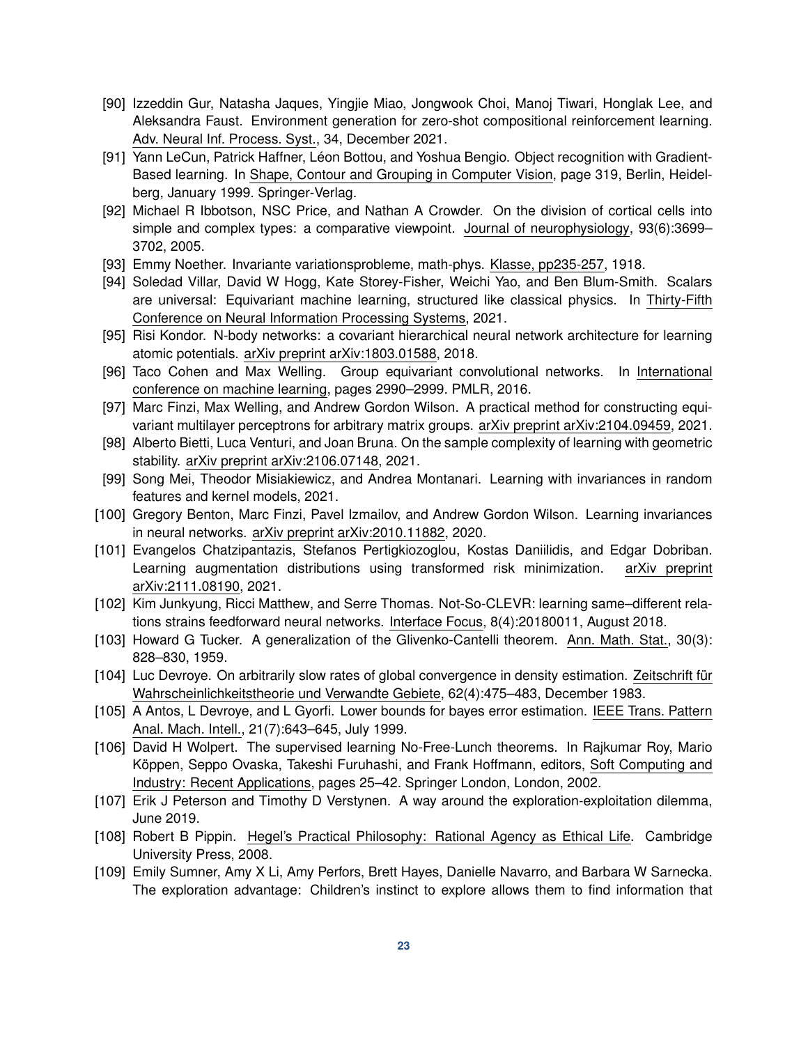- [90] Izzeddin Gur, Natasha Jaques, Yingjie Miao, Jongwook Choi, Manoj Tiwari, Honglak Lee, and Aleksandra Faust. Environment generation for zero-shot compositional reinforcement learning. Adv. Neural Inf. Process. Syst., 34, December 2021.
- [91] Yann LeCun, Patrick Haffner, Léon Bottou, and Yoshua Bengio. Object recognition with Gradient-Based learning. In Shape, Contour and Grouping in Computer Vision, page 319, Berlin, Heidelberg, January 1999. Springer-Verlag.
- [92] Michael R Ibbotson, NSC Price, and Nathan A Crowder. On the division of cortical cells into simple and complex types: a comparative viewpoint. Journal of neurophysiology, 93(6):3699–3702, 2005.
- [93] Emmy Noether. Invariante variationsprobleme, math-phys. Klasse, pp235-257, 1918.
- [94] Soledad Villar, David W Hogg, Kate Storey-Fisher, Weichi Yao, and Ben Blum-Smith. Scalars are universal: Equivariant machine learning, structured like classical physics. In Thirty-Fifth Conference on Neural Information Processing Systems, 2021.
- [95] Risi Kondor. N-body networks: a covariant hierarchical neural network architecture for learning atomic potentials. arXiv preprint arXiv:1803.01588, 2018.
- [96] Taco Cohen and Max Welling. Group equivariant convolutional networks. In International conference on machine learning, pages 2990–2999. PMLR, 2016.
- [97] Marc Finzi, Max Welling, and Andrew Gordon Wilson. A practical method for constructing equivariant multilayer perceptrons for arbitrary matrix groups. arXiv preprint arXiv:2104.09459, 2021.
- [98] Alberto Bietti, Luca Venturi, and Joan Bruna. On the sample complexity of learning with geometric stability. arXiv preprint arXiv:2106.07148, 2021.
- [99] Song Mei, Theodor Misiakiewicz, and Andrea Montanari. Learning with invariances in random features and kernel models, 2021.
- [100] Gregory Benton, Marc Finzi, Pavel Izmailov, and Andrew Gordon Wilson. Learning invariances in neural networks. arXiv preprint arXiv:2010.11882, 2020.
- [101] Evangelos Chatzipantazis, Stefanos Pertigkiozoglou, Kostas Daniilidis, and Edgar Dobriban. Learning augmentation distributions using transformed risk minimization. arXiv preprint arXiv:2111.08190, 2021.
- [102] Kim Junkyung, Ricci Matthew, and Serre Thomas. Not-So-CLEVR: learning same–different relations strains feedforward neural networks. Interface Focus, 8(4):20180011, August 2018.
- [103] Howard G Tucker. A generalization of the Glivenko-Cantelli theorem. Ann. Math. Stat., 30(3): 828–830, 1959.
- [104] Luc Devroye. On arbitrarily slow rates of global convergence in density estimation. Zeitschrift für Wahrscheinlichkeitstheorie und Verwandte Gebiete, 62(4):475–483, December 1983.
- [105] A Antos, L Devroye, and L Gyorfi. Lower bounds for bayes error estimation. IEEE Trans. Pattern Anal. Mach. Intell., 21(7):643–645, July 1999.
- [106] David H Wolpert. The supervised learning No-Free-Lunch theorems. In Rajkumar Roy, Mario Köppen, Seppo Ovaska, Takeshi Furuhashi, and Frank Hoffmann, editors, Soft Computing and Industry: Recent Applications, pages 25–42. Springer London, London, 2002.
- [107] Erik J Peterson and Timothy D Verstynen. A way around the exploration-exploitation dilemma, June 2019.
- [108] Robert B Pippin. Hegel's Practical Philosophy: Rational Agency as Ethical Life. Cambridge University Press, 2008.
- [109] Emily Sumner, Amy X Li, Amy Perfors, Brett Hayes, Danielle Navarro, and Barbara W Sarnecka. The exploration advantage: Children's instinct to explore allows them to find information that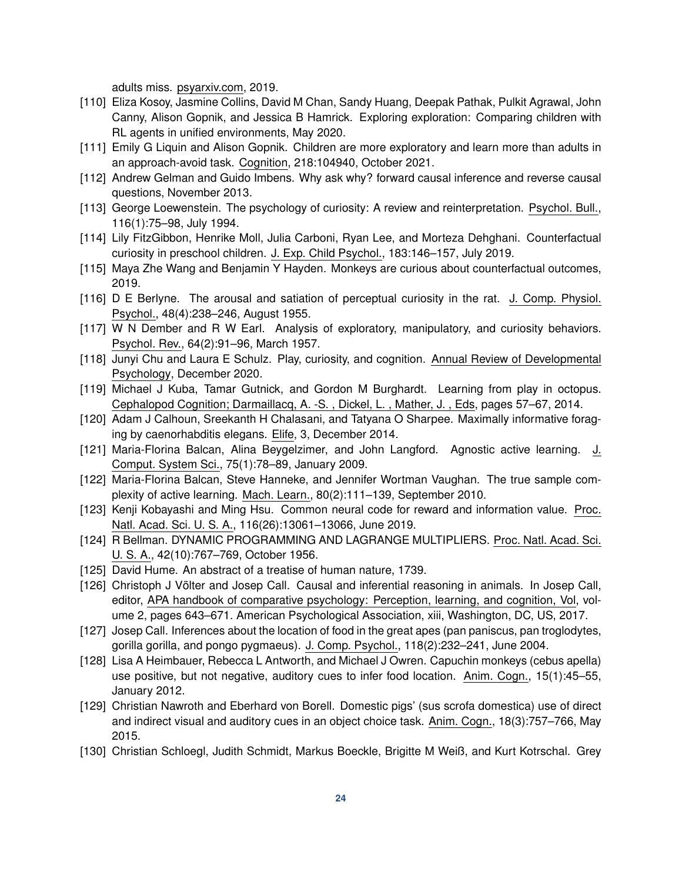adults miss. psyarxiv.com, 2019.

- [110] Eliza Kosoy, Jasmine Collins, David M Chan, Sandy Huang, Deepak Pathak, Pulkit Agrawal, John Canny, Alison Gopnik, and Jessica B Hamrick. Exploring exploration: Comparing children with RL agents in unified environments, May 2020.
- [111] Emily G Liquin and Alison Gopnik. Children are more exploratory and learn more than adults in an approach-avoid task. Cognition, 218:104940, October 2021.
- [112] Andrew Gelman and Guido Imbens. Why ask why? forward causal inference and reverse causal questions, November 2013.
- [113] George Loewenstein. The psychology of curiosity: A review and reinterpretation. Psychol. Bull., 116(1):75–98, July 1994.
- [114] Lily FitzGibbon, Henrike Moll, Julia Carboni, Ryan Lee, and Morteza Dehghani. Counterfactual curiosity in preschool children. J. Exp. Child Psychol., 183:146–157, July 2019.
- [115] Maya Zhe Wang and Benjamin Y Hayden. Monkeys are curious about counterfactual outcomes, 2019.
- [116] D E Berlyne. The arousal and satiation of perceptual curiosity in the rat. J. Comp. Physiol. Psychol., 48(4):238–246, August 1955.
- [117] W N Dember and R W Earl. Analysis of exploratory, manipulatory, and curiosity behaviors. Psychol. Rev., 64(2):91–96, March 1957.
- [118] Junyi Chu and Laura E Schulz. Play, curiosity, and cognition. Annual Review of Developmental Psychology, December 2020.
- [119] Michael J Kuba, Tamar Gutnick, and Gordon M Burghardt. Learning from play in octopus. Cephalopod Cognition; Darmaillacq, A. -S. , Dickel, L. , Mather, J. , Eds, pages 57–67, 2014.
- [120] Adam J Calhoun, Sreekanth H Chalasani, and Tatyana O Sharpee. Maximally informative foraging by caenorhabditis elegans. Elife, 3, December 2014.
- [121] Maria-Florina Balcan, Alina Beygelzimer, and John Langford. Agnostic active learning. J. Comput. System Sci., 75(1):78–89, January 2009.
- [122] Maria-Florina Balcan, Steve Hanneke, and Jennifer Wortman Vaughan. The true sample complexity of active learning. Mach. Learn., 80(2):111–139, September 2010.
- [123] Kenji Kobayashi and Ming Hsu. Common neural code for reward and information value. Proc. Natl. Acad. Sci. U. S. A., 116(26):13061–13066, June 2019.
- [124] R Bellman. DYNAMIC PROGRAMMING AND LAGRANGE MULTIPLIERS. Proc. Natl. Acad. Sci. U. S. A., 42(10):767–769, October 1956.
- [125] David Hume. An abstract of a treatise of human nature, 1739.
- [126] Christoph J Völter and Josep Call. Causal and inferential reasoning in animals. In Josep Call, editor, APA handbook of comparative psychology: Perception, learning, and cognition, Vol, volume 2, pages 643–671. American Psychological Association, xiii, Washington, DC, US, 2017.
- [127] Josep Call. Inferences about the location of food in the great apes (pan paniscus, pan troglodytes, gorilla gorilla, and pongo pygmaeus). J. Comp. Psychol., 118(2):232–241, June 2004.
- [128] Lisa A Heimbauer, Rebecca L Antworth, and Michael J Owren. Capuchin monkeys (cebus apella) use positive, but not negative, auditory cues to infer food location. Anim. Cogn., 15(1):45–55, January 2012.
- [129] Christian Nawroth and Eberhard von Borell. Domestic pigs' (sus scrofa domestica) use of direct and indirect visual and auditory cues in an object choice task. Anim. Cogn., 18(3):757–766, May 2015.
- [130] Christian Schloegl, Judith Schmidt, Markus Boeckle, Brigitte M Weiß, and Kurt Kotrschal. Grey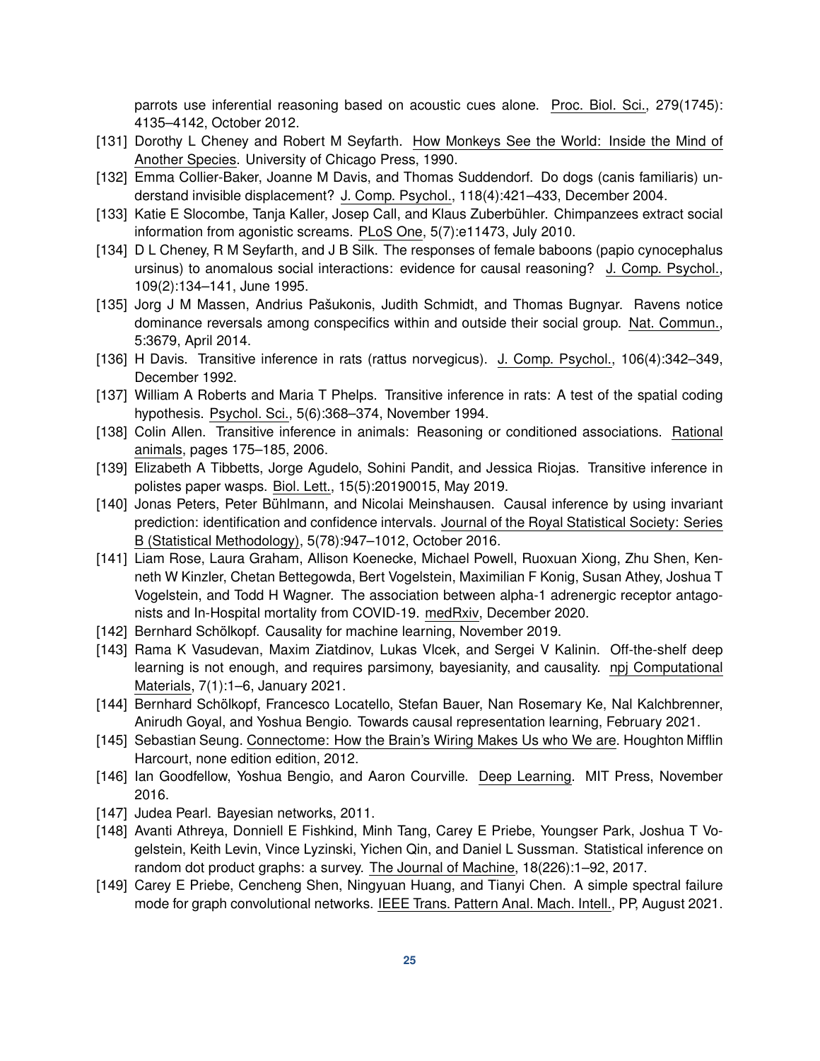parrots use inferential reasoning based on acoustic cues alone. Proc. Biol. Sci., 279(1745): 4135–4142, October 2012.

[131] Dorothy L Cheney and Robert M Seyfarth. How Monkeys See the World: Inside the Mind of Another Species. University of Chicago Press, 1990.

[132] Emma Collier-Baker, Joanne M Davis, and Thomas Suddendorf. Do dogs (canis familiaris) understand invisible displacement? J. Comp. Psychol., 118(4):421–433, December 2004.

[133] Katie E Slocombe, Tanja Kaller, Josep Call, and Klaus Zuberbühler. Chimpanzees extract social information from agonistic screams. PLoS One, 5(7):e11473, July 2010.

[134] D L Cheney, R M Seyfarth, and J B Silk. The responses of female baboons (papio cynocephalus ursinus) to anomalous social interactions: evidence for causal reasoning? J. Comp. Psychol., 109(2):134–141, June 1995.

[135] Jorg J M Massen, Andrius Pašukonis, Judith Schmidt, and Thomas Bugnyar. Ravens notice dominance reversals among conspecifics within and outside their social group. Nat. Commun., 5:3679, April 2014.

[136] H Davis. Transitive inference in rats (rattus norvegicus). J. Comp. Psychol., 106(4):342–349, December 1992.

[137] William A Roberts and Maria T Phelps. Transitive inference in rats: A test of the spatial coding hypothesis. Psychol. Sci., 5(6):368–374, November 1994.

[138] Colin Allen. Transitive inference in animals: Reasoning or conditioned associations. Rational animals, pages 175–185, 2006.

[139] Elizabeth A Tibbetts, Jorge Agudelo, Sohini Pandit, and Jessica Riojas. Transitive inference in polistes paper wasps. Biol. Lett., 15(5):20190015, May 2019.

[140] Jonas Peters, Peter Bühlmann, and Nicolai Meinshausen. Causal inference by using invariant prediction: identification and confidence intervals. Journal of the Royal Statistical Society: Series B (Statistical Methodology), 5(78):947–1012, October 2016.

[141] Liam Rose, Laura Graham, Allison Koenecke, Michael Powell, Ruoxuan Xiong, Zhu Shen, Kenneth W Kinzler, Chetan Bettegowda, Bert Vogelstein, Maximilian F Konig, Susan Athey, Joshua T Vogelstein, and Todd H Wagner. The association between alpha-1 adrenergic receptor antagonists and In-Hospital mortality from COVID-19. medRxiv, December 2020.

[142] Bernhard Schölkopf. Causality for machine learning, November 2019.

[143] Rama K Vasudevan, Maxim Ziatdinov, Lukas Vlcek, and Sergei V Kalinin. Off-the-shelf deep learning is not enough, and requires parsimony, bayesianity, and causality. npj Computational Materials, 7(1):1–6, January 2021.

[144] Bernhard Schölkopf, Francesco Locatello, Stefan Bauer, Nan Rosemary Ke, Nal Kalchbrenner, Anirudh Goyal, and Yoshua Bengio. Towards causal representation learning, February 2021.

[145] Sebastian Seung. Connectome: How the Brain's Wiring Makes Us who We are. Houghton Mifflin Harcourt, none edition edition, 2012.

[146] Ian Goodfellow, Yoshua Bengio, and Aaron Courville. Deep Learning. MIT Press, November 2016.

[147] Judea Pearl. Bayesian networks, 2011.

[148] Avanti Athreya, Donniell E Fishkind, Minh Tang, Carey E Priebe, Youngser Park, Joshua T Vogelstein, Keith Levin, Vince Lyzinski, Yichen Qin, and Daniel L Sussman. Statistical inference on random dot product graphs: a survey. The Journal of Machine, 18(226):1–92, 2017.

[149] Carey E Priebe, Cencheng Shen, Ningyuan Huang, and Tianyi Chen. A simple spectral failure mode for graph convolutional networks. IEEE Trans. Pattern Anal. Mach. Intell., PP, August 2021.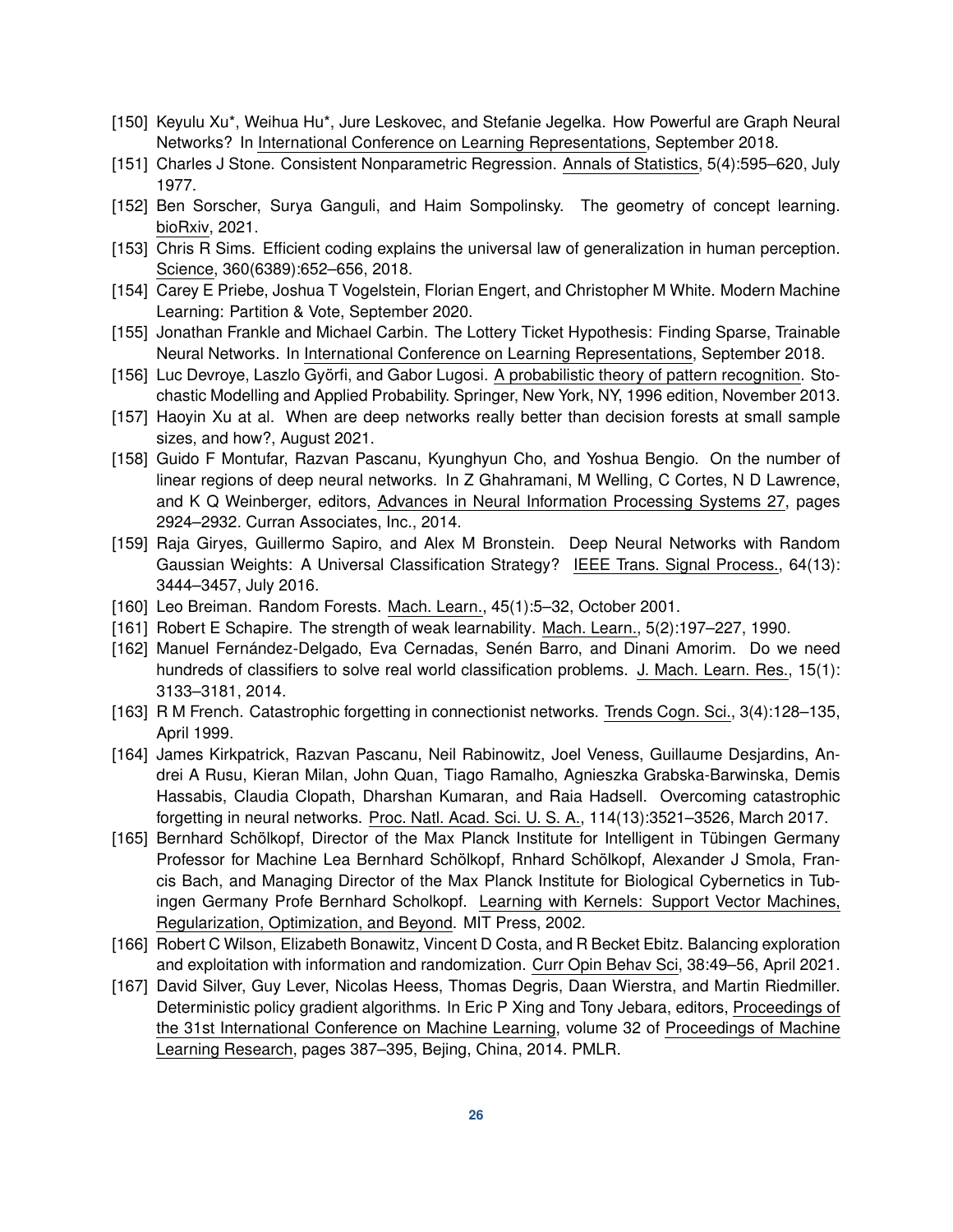[150] Keyulu Xu*, Weihua Hu*, Jure Leskovec, and Stefanie Jegelka. How Powerful are Graph Neural Networks? In International Conference on Learning Representations, September 2018.

[151] Charles J Stone. Consistent Nonparametric Regression. Annals of Statistics, 5(4):595–620, July 1977.

[152] Ben Sorscher, Surya Ganguli, and Haim Sompolinsky. The geometry of concept learning. bioRxiv, 2021.

[153] Chris R Sims. Efficient coding explains the universal law of generalization in human perception. Science, 360(6389):652–656, 2018.

[154] Carey E Priebe, Joshua T Vogelstein, Florian Engert, and Christopher M White. Modern Machine Learning: Partition & Vote, September 2020.

[155] Jonathan Frankle and Michael Carbin. The Lottery Ticket Hypothesis: Finding Sparse, Trainable Neural Networks. In International Conference on Learning Representations, September 2018.

[156] Luc Devroye, Laszlo Györfi, and Gabor Lugosi. A probabilistic theory of pattern recognition. Stochastic Modelling and Applied Probability. Springer, New York, NY, 1996 edition, November 2013.

[157] Haoyin Xu at al. When are deep networks really better than decision forests at small sample sizes, and how?, August 2021.

[158] Guido F Montufar, Razvan Pascanu, Kyunghyun Cho, and Yoshua Bengio. On the number of linear regions of deep neural networks. In Z Ghahramani, M Welling, C Cortes, N D Lawrence, and K Q Weinberger, editors, Advances in Neural Information Processing Systems 27, pages 2924–2932. Curran Associates, Inc., 2014.

[159] Raja Giryes, Guillermo Sapiro, and Alex M Bronstein. Deep Neural Networks with Random Gaussian Weights: A Universal Classification Strategy? IEEE Trans. Signal Process., 64(13): 3444–3457, July 2016.

[160] Leo Breiman. Random Forests. Mach. Learn., 45(1):5–32, October 2001.

[161] Robert E Schapire. The strength of weak learnability. Mach. Learn., 5(2):197–227, 1990.

[162] Manuel Fernández-Delgado, Eva Cernadas, Senén Barro, and Dinani Amorim. Do we need hundreds of classifiers to solve real world classification problems. J. Mach. Learn. Res., 15(1): 3133–3181, 2014.

[163] R M French. Catastrophic forgetting in connectionist networks. Trends Cogn. Sci., 3(4):128–135, April 1999.

[164] James Kirkpatrick, Razvan Pascanu, Neil Rabinowitz, Joel Veness, Guillaume Desjardins, Andrei A Rusu, Kieran Milan, John Quan, Tiago Ramalho, Agnieszka Grabska-Barwinska, Demis Hassabis, Claudia Clopath, Dharshan Kumaran, and Raia Hadsell. Overcoming catastrophic forgetting in neural networks. Proc. Natl. Acad. Sci. U. S. A., 114(13):3521–3526, March 2017.

[165] Bernhard Schölkopf, Director of the Max Planck Institute for Intelligent in Tübingen Germany Professor for Machine Lea Bernhard Schölkopf, Rnhard Schölkopf, Alexander J Smola, Francis Bach, and Managing Director of the Max Planck Institute for Biological Cybernetics in Tubingen Germany Profe Bernhard Scholkopf. Learning with Kernels: Support Vector Machines, Regularization, Optimization, and Beyond. MIT Press, 2002.

[166] Robert C Wilson, Elizabeth Bonawitz, Vincent D Costa, and R Becket Ebitz. Balancing exploration and exploitation with information and randomization. Curr Opin Behav Sci, 38:49–56, April 2021.

[167] David Silver, Guy Lever, Nicolas Heess, Thomas Degris, Daan Wierstra, and Martin Riedmiller. Deterministic policy gradient algorithms. In Eric P Xing and Tony Jebara, editors, Proceedings of the 31st International Conference on Machine Learning, volume 32 of Proceedings of Machine Learning Research, pages 387–395, Bejing, China, 2014. PMLR.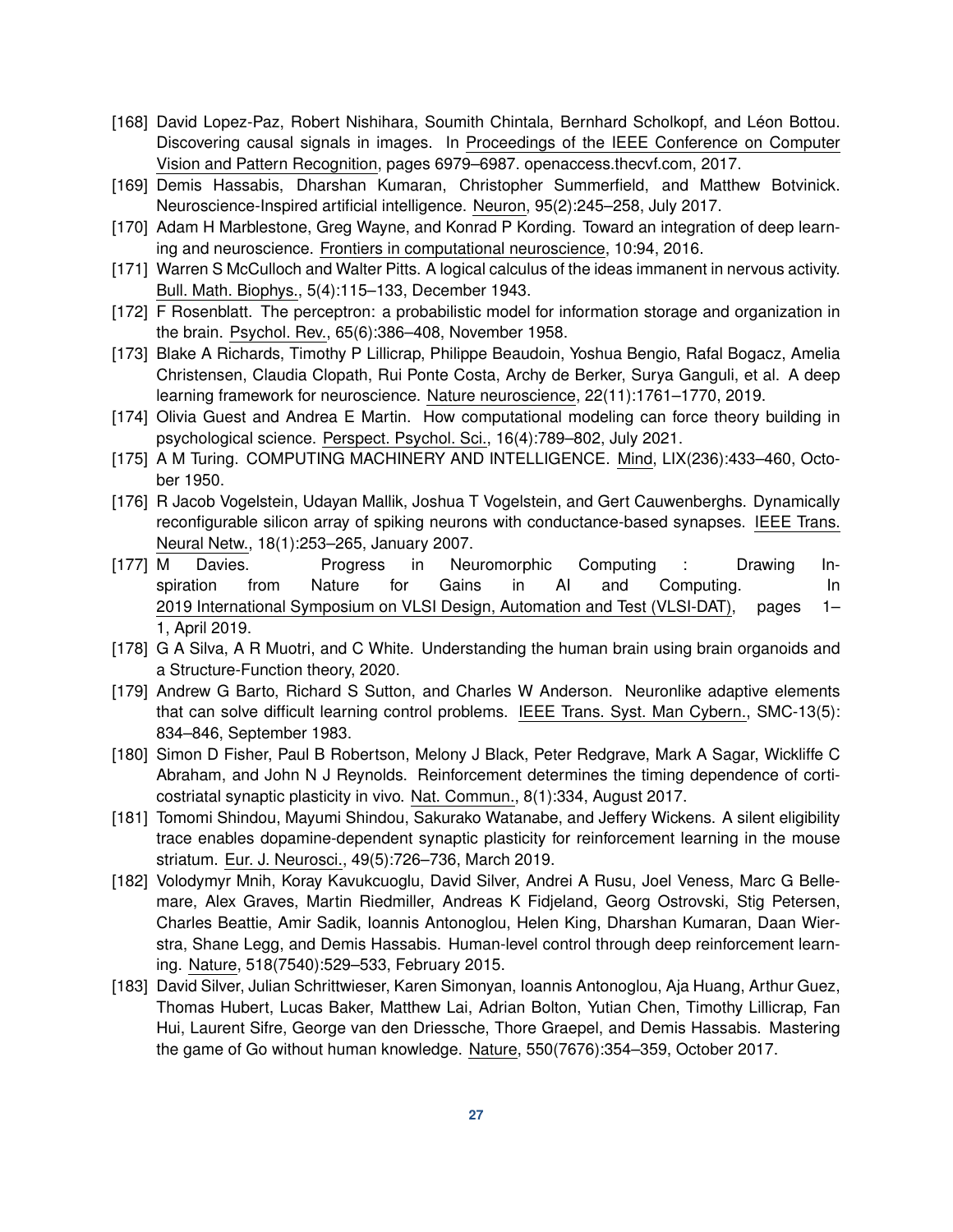[168] David Lopez-Paz, Robert Nishihara, Soumith Chintala, Bernhard Scholkopf, and Léon Bottou. Discovering causal signals in images. In Proceedings of the IEEE Conference on Computer Vision and Pattern Recognition, pages 6979–6987. openaccess.thecvf.com, 2017.

[169] Demis Hassabis, Dharshan Kumaran, Christopher Summerfield, and Matthew Botvinick. Neuroscience-Inspired artificial intelligence. Neuron, 95(2):245–258, July 2017.

[170] Adam H Marblestone, Greg Wayne, and Konrad P Kording. Toward an integration of deep learning and neuroscience. Frontiers in computational neuroscience, 10:94, 2016.

[171] Warren S McCulloch and Walter Pitts. A logical calculus of the ideas immanent in nervous activity. Bull. Math. Biophys., 5(4):115–133, December 1943.

[172] F Rosenblatt. The perceptron: a probabilistic model for information storage and organization in the brain. Psychol. Rev., 65(6):386–408, November 1958.

[173] Blake A Richards, Timothy P Lillicrap, Philippe Beaudoin, Yoshua Bengio, Rafal Bogacz, Amelia Christensen, Claudia Clopath, Rui Ponte Costa, Archy de Berker, Surya Ganguli, et al. A deep learning framework for neuroscience. Nature neuroscience, 22(11):1761–1770, 2019.

[174] Olivia Guest and Andrea E Martin. How computational modeling can force theory building in psychological science. Perspect. Psychol. Sci., 16(4):789–802, July 2021.

[175] A M Turing. COMPUTING MACHINERY AND INTELLIGENCE. Mind, LIX(236):433–460, October 1950.

[176] R Jacob Vogelstein, Udayan Mallik, Joshua T Vogelstein, and Gert Cauwenberghs. Dynamically reconfigurable silicon array of spiking neurons with conductance-based synapses. IEEE Trans. Neural Netw., 18(1):253–265, January 2007.

[177] M Davies. Progress in Neuromorphic Computing : Drawing Inspiration from Nature for Gains in AI and Computing. In 2019 International Symposium on VLSI Design, Automation and Test (VLSI-DAT), pages 1–1, April 2019.

[178] G A Silva, A R Muotri, and C White. Understanding the human brain using brain organoids and a Structure-Function theory, 2020.

[179] Andrew G Barto, Richard S Sutton, and Charles W Anderson. Neuronlike adaptive elements that can solve difficult learning control problems. IEEE Trans. Syst. Man Cybern., SMC-13(5): 834–846, September 1983.

[180] Simon D Fisher, Paul B Robertson, Melony J Black, Peter Redgrave, Mark A Sagar, Wickliffe C Abraham, and John N J Reynolds. Reinforcement determines the timing dependence of corticostriatal synaptic plasticity in vivo. Nat. Commun., 8(1):334, August 2017.

[181] Tomomi Shindou, Mayumi Shindou, Sakurako Watanabe, and Jeffery Wickens. A silent eligibility trace enables dopamine-dependent synaptic plasticity for reinforcement learning in the mouse striatum. Eur. J. Neurosci., 49(5):726–736, March 2019.

[182] Volodymyr Mnih, Koray Kavukcuoglu, David Silver, Andrei A Rusu, Joel Veness, Marc G Bellemare, Alex Graves, Martin Riedmiller, Andreas K Fidjeland, Georg Ostrovski, Stig Petersen, Charles Beattie, Amir Sadik, Ioannis Antonoglou, Helen King, Dharshan Kumaran, Daan Wierstra, Shane Legg, and Demis Hassabis. Human-level control through deep reinforcement learning. Nature, 518(7540):529–533, February 2015.

[183] David Silver, Julian Schrittwieser, Karen Simonyan, Ioannis Antonoglou, Aja Huang, Arthur Guez, Thomas Hubert, Lucas Baker, Matthew Lai, Adrian Bolton, Yutian Chen, Timothy Lillicrap, Fan Hui, Laurent Sifre, George van den Driessche, Thore Graepel, and Demis Hassabis. Mastering the game of Go without human knowledge. Nature, 550(7676):354–359, October 2017.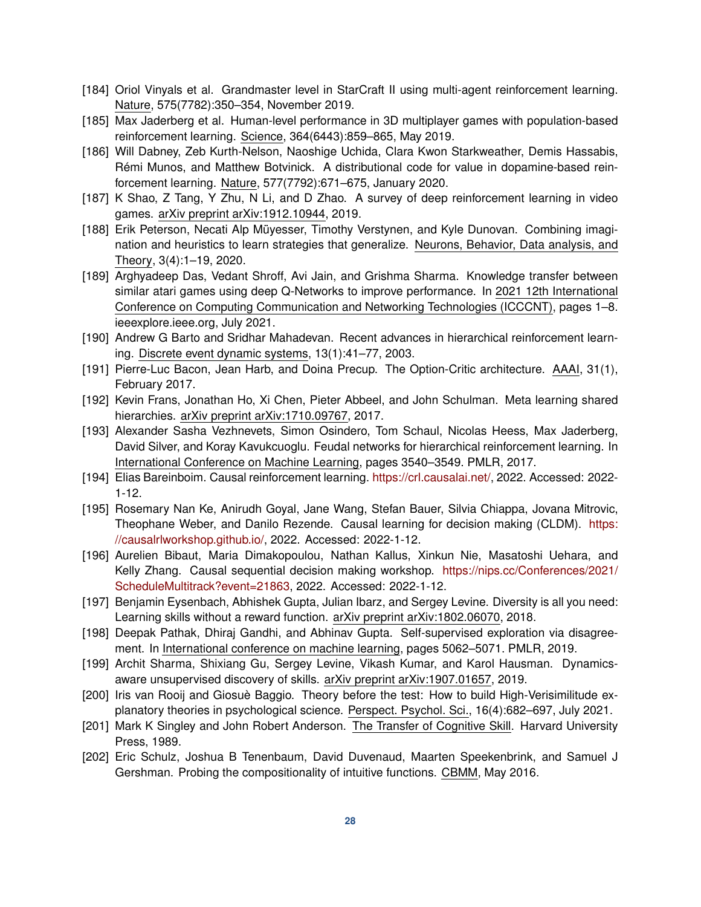[184] Oriol Vinyals et al. Grandmaster level in StarCraft II using multi-agent reinforcement learning. Nature, 575(7782):350–354, November 2019.

[185] Max Jaderberg et al. Human-level performance in 3D multiplayer games with population-based reinforcement learning. Science, 364(6443):859–865, May 2019.

[186] Will Dabney, Zeb Kurth-Nelson, Naoshige Uchida, Clara Kwon Starkweather, Demis Hassabis, Rémi Munos, and Matthew Botvinick. A distributional code for value in dopamine-based reinforcement learning. Nature, 577(7792):671–675, January 2020.

[187] K Shao, Z Tang, Y Zhu, N Li, and D Zhao. A survey of deep reinforcement learning in video games. arXiv preprint arXiv:1912.10944, 2019.

[188] Erik Peterson, Necati Alp Müyesser, Timothy Verstynen, and Kyle Dunovan. Combining imagination and heuristics to learn strategies that generalize. Neurons, Behavior, Data analysis, and Theory, 3(4):1–19, 2020.

[189] Arghyadeep Das, Vedant Shroff, Avi Jain, and Grishma Sharma. Knowledge transfer between similar atari games using deep Q-Networks to improve performance. In 2021 12th International Conference on Computing Communication and Networking Technologies (ICCCNT), pages 1–8. ieeexplore.ieee.org, July 2021.

[190] Andrew G Barto and Sridhar Mahadevan. Recent advances in hierarchical reinforcement learning. Discrete event dynamic systems, 13(1):41–77, 2003.

[191] Pierre-Luc Bacon, Jean Harb, and Doina Precup. The Option-Critic architecture. AAAI, 31(1), February 2017.

[192] Kevin Frans, Jonathan Ho, Xi Chen, Pieter Abbeel, and John Schulman. Meta learning shared hierarchies. arXiv preprint arXiv:1710.09767, 2017.

[193] Alexander Sasha Vezhnevets, Simon Osindero, Tom Schaul, Nicolas Heess, Max Jaderberg, David Silver, and Koray Kavukcuoglu. Feudal networks for hierarchical reinforcement learning. In International Conference on Machine Learning, pages 3540–3549. PMLR, 2017.

[194] Elias Bareinboim. Causal reinforcement learning. https://crl.causalai.net/, 2022. Accessed: 2022-1-12.

[195] Rosemary Nan Ke, Anirudh Goyal, Jane Wang, Stefan Bauer, Silvia Chiappa, Jovana Mitrovic, Theophane Weber, and Danilo Rezende. Causal learning for decision making (CLDM). https://causalrlworkshop.github.io/, 2022. Accessed: 2022-1-12.

[196] Aurelien Bibaut, Maria Dimakopoulou, Nathan Kallus, Xinkun Nie, Masatoshi Uehara, and Kelly Zhang. Causal sequential decision making workshop. https://nips.cc/Conferences/2021/ScheduleMultitrack?event=21863, 2022. Accessed: 2022-1-12.

[197] Benjamin Eysenbach, Abhishek Gupta, Julian Ibarz, and Sergey Levine. Diversity is all you need: Learning skills without a reward function. arXiv preprint arXiv:1802.06070, 2018.

[198] Deepak Pathak, Dhiraj Gandhi, and Abhinav Gupta. Self-supervised exploration via disagreement. In International conference on machine learning, pages 5062–5071. PMLR, 2019.

[199] Archit Sharma, Shixiang Gu, Sergey Levine, Vikash Kumar, and Karol Hausman. Dynamics-aware unsupervised discovery of skills. arXiv preprint arXiv:1907.01657, 2019.

[200] Iris van Rooij and Giosuè Baggio. Theory before the test: How to build High-Verisimilitude explanatory theories in psychological science. Perspect. Psychol. Sci., 16(4):682–697, July 2021.

[201] Mark K Singley and John Robert Anderson. The Transfer of Cognitive Skill. Harvard University Press, 1989.

[202] Eric Schulz, Joshua B Tenenbaum, David Duvenaud, Maarten Speekenbrink, and Samuel J Gershman. Probing the compositionality of intuitive functions. CBMM, May 2016.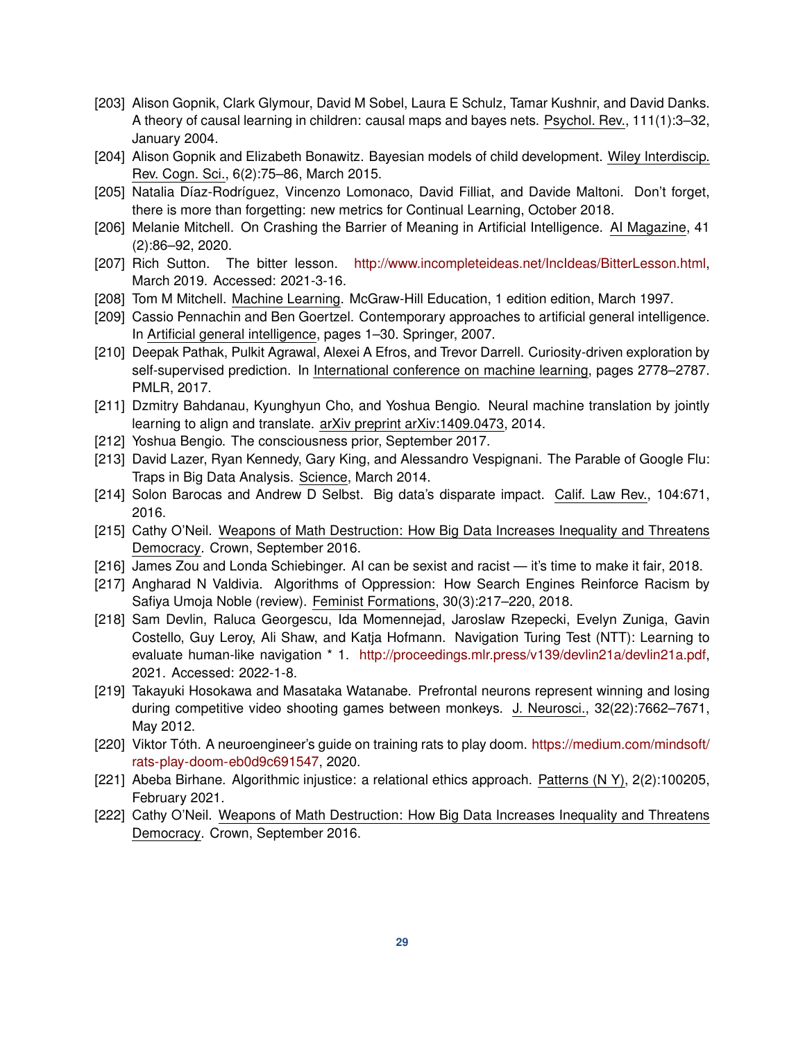[203] Alison Gopnik, Clark Glymour, David M Sobel, Laura E Schulz, Tamar Kushnir, and David Danks. A theory of causal learning in children: causal maps and bayes nets. Psychol. Rev., 111(1):3–32, January 2004.

[204] Alison Gopnik and Elizabeth Bonawitz. Bayesian models of child development. Wiley Interdiscip. Rev. Cogn. Sci., 6(2):75–86, March 2015.

[205] Natalia Díaz-Rodríguez, Vincenzo Lomonaco, David Filliat, and Davide Maltoni. Don't forget, there is more than forgetting: new metrics for Continual Learning, October 2018.

[206] Melanie Mitchell. On Crashing the Barrier of Meaning in Artificial Intelligence. AI Magazine, 41 (2):86–92, 2020.

[207] Rich Sutton. The bitter lesson. http://www.incompleteideas.net/IncIdeas/BitterLesson.html, March 2019. Accessed: 2021-3-16.

[208] Tom M Mitchell. Machine Learning. McGraw-Hill Education, 1 edition edition, March 1997.

[209] Cassio Pennachin and Ben Goertzel. Contemporary approaches to artificial general intelligence. In Artificial general intelligence, pages 1–30. Springer, 2007.

[210] Deepak Pathak, Pulkit Agrawal, Alexei A Efros, and Trevor Darrell. Curiosity-driven exploration by self-supervised prediction. In International conference on machine learning, pages 2778–2787. PMLR, 2017.

[211] Dzmitry Bahdanau, Kyunghyun Cho, and Yoshua Bengio. Neural machine translation by jointly learning to align and translate. arXiv preprint arXiv:1409.0473, 2014.

[212] Yoshua Bengio. The consciousness prior, September 2017.

[213] David Lazer, Ryan Kennedy, Gary King, and Alessandro Vespignani. The Parable of Google Flu: Traps in Big Data Analysis. Science, March 2014.

[214] Solon Barocas and Andrew D Selbst. Big data's disparate impact. Calif. Law Rev., 104:671, 2016.

[215] Cathy O'Neil. Weapons of Math Destruction: How Big Data Increases Inequality and Threatens Democracy. Crown, September 2016.

[216] James Zou and Londa Schiebinger. AI can be sexist and racist — it's time to make it fair, 2018.

[217] Angharad N Valdivia. Algorithms of Oppression: How Search Engines Reinforce Racism by Safiya Umoja Noble (review). Feminist Formations, 30(3):217–220, 2018.

[218] Sam Devlin, Raluca Georgescu, Ida Momennejad, Jaroslaw Rzepecki, Evelyn Zuniga, Gavin Costello, Guy Leroy, Ali Shaw, and Katja Hofmann. Navigation Turing Test (NTT): Learning to evaluate human-like navigation * 1. http://proceedings.mlr.press/v139/devlin21a/devlin21a.pdf, 2021. Accessed: 2022-1-8.

[219] Takayuki Hosokawa and Masataka Watanabe. Prefrontal neurons represent winning and losing during competitive video shooting games between monkeys. J. Neurosci., 32(22):7662–7671, May 2012.

[220] Viktor Tóth. A neuroengineer's guide on training rats to play doom. https://medium.com/mindsoft/rats-play-doom-eb0d9c691547, 2020.

[221] Abeba Birhane. Algorithmic injustice: a relational ethics approach. Patterns (N Y), 2(2):100205, February 2021.

[222] Cathy O'Neil. Weapons of Math Destruction: How Big Data Increases Inequality and Threatens Democracy. Crown, September 2016.